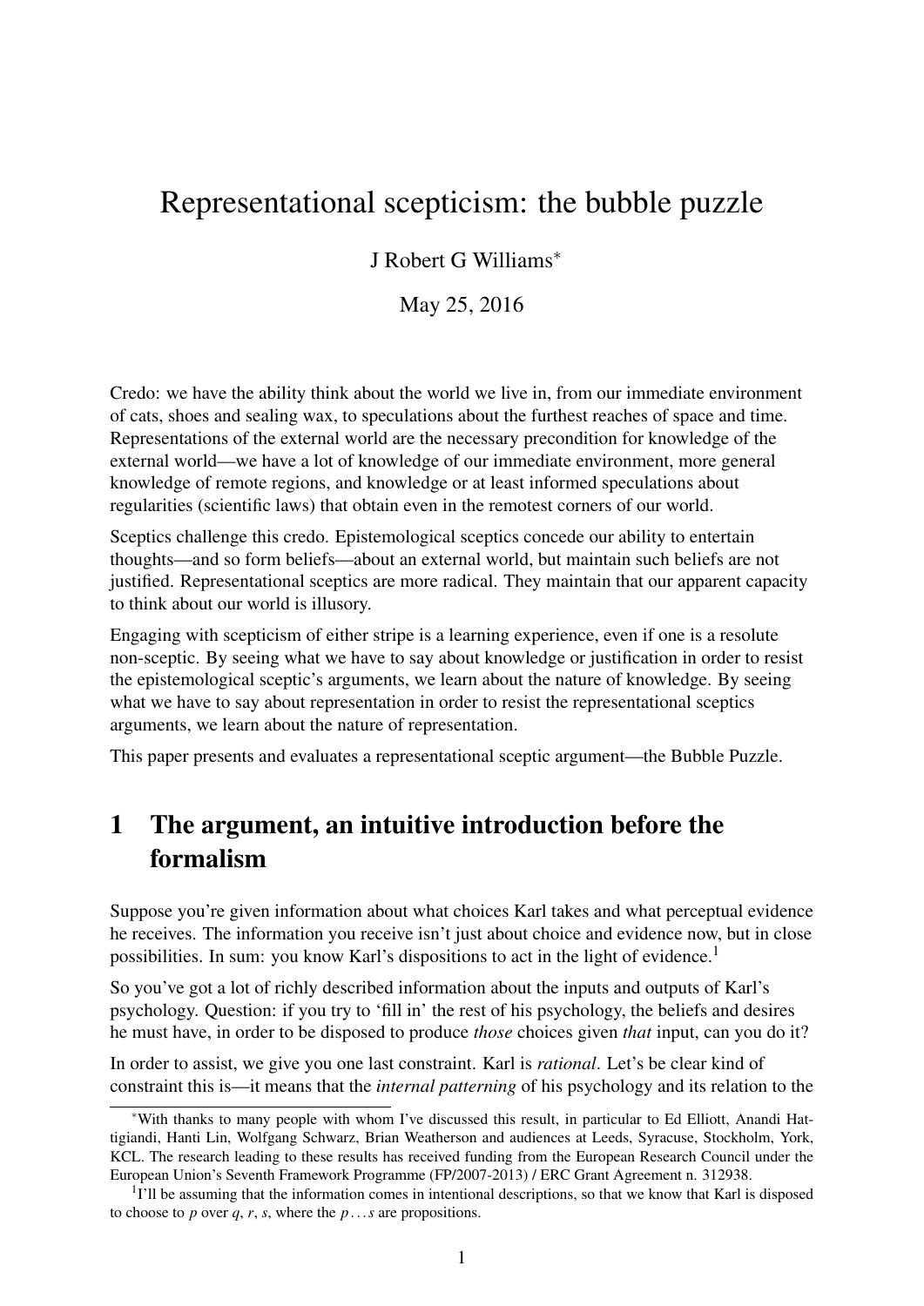# Representational scepticism: the bubble puzzle

J Robert G Williams[*]

May 25, 2016

Credo: we have the ability think about the world we live in, from our immediate environment of cats, shoes and sealing wax, to speculations about the furthest reaches of space and time. Representations of the external world are the necessary precondition for knowledge of the external world—we have a lot of knowledge of our immediate environment, more general knowledge of remote regions, and knowledge or at least informed speculations about regularities (scientific laws) that obtain even in the remotest corners of our world.

Sceptics challenge this credo. Epistemological sceptics concede our ability to entertain thoughts—and so form beliefs—about an external world, but maintain such beliefs are not justified. Representational sceptics are more radical. They maintain that our apparent capacity to think about our world is illusory.

Engaging with scepticism of either stripe is a learning experience, even if one is a resolute non-sceptic. By seeing what we have to say about knowledge or justification in order to resist the epistemological sceptic's arguments, we learn about the nature of knowledge. By seeing what we have to say about representation in order to resist the representational sceptics arguments, we learn about the nature of representation.

This paper presents and evaluates a representational sceptic argument—the Bubble Puzzle.

## 1 The argument, an intuitive introduction before the formalism

Suppose you're given information about what choices Karl takes and what perceptual evidence he receives. The information you receive isn't just about choice and evidence now, but in close possibilities. In sum: you know Karl's dispositions to act in the light of evidence.[1]

So you've got a lot of richly described information about the inputs and outputs of Karl's psychology. Question: if you try to 'fill in' the rest of his psychology, the beliefs and desires he must have, in order to be disposed to produce *those* choices given *that* input, can you do it?

In order to assist, we give you one last constraint. Karl is *rational*. Let's be clear kind of constraint this is—it means that the *internal patterning* of his psychology and its relation to the

---

[*] With thanks to many people with whom I've discussed this result, in particular to Ed Elliott, Anandi Hattigiandi, Hanti Lin, Wolfgang Schwarz, Brian Weatherson and audiences at Leeds, Syracuse, Stockholm, York, KCL. The research leading to these results has received funding from the European Research Council under the European Union's Seventh Framework Programme (FP/2007-2013) / ERC Grant Agreement n. 312938.

[1] I'll be assuming that the information comes in intentional descriptions, so that we know that Karl is disposed to choose to $p$ over $q$, $r$, $s$, where the $p \ldots s$ are propositions.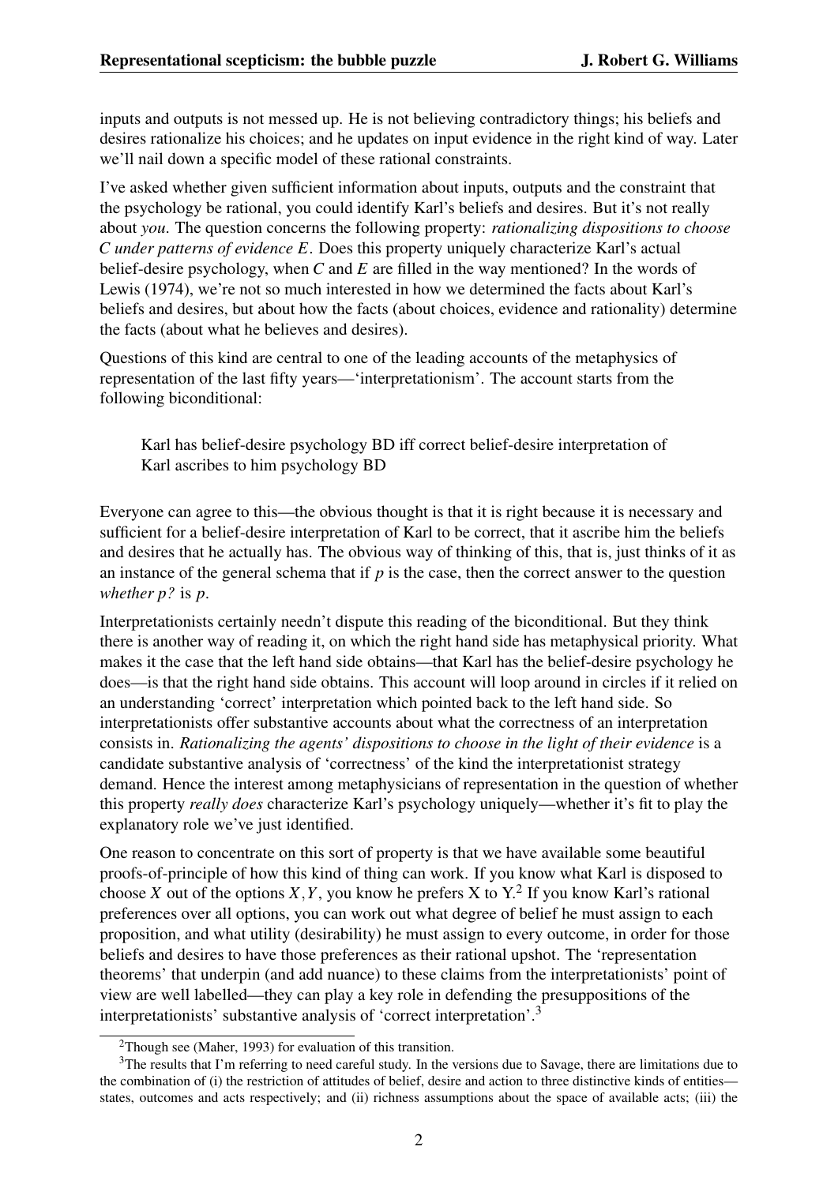inputs and outputs is not messed up. He is not believing contradictory things; his beliefs and desires rationalize his choices; and he updates on input evidence in the right kind of way. Later we'll nail down a specific model of these rational constraints.

I've asked whether given sufficient information about inputs, outputs and the constraint that the psychology be rational, you could identify Karl's beliefs and desires. But it's not really about *you*. The question concerns the following property: *rationalizing dispositions to choose $C$ under patterns of evidence $E$*. Does this property uniquely characterize Karl's actual belief-desire psychology, when $C$ and $E$ are filled in the way mentioned? In the words of Lewis (1974), we're not so much interested in how we determined the facts about Karl's beliefs and desires, but about how the facts (about choices, evidence and rationality) determine the facts (about what he believes and desires).

Questions of this kind are central to one of the leading accounts of the metaphysics of representation of the last fifty years—'interpretationism'. The account starts from the following biconditional:

> Karl has belief-desire psychology BD iff correct belief-desire interpretation of Karl ascribes to him psychology BD

Everyone can agree to this—the obvious thought is that it is right because it is necessary and sufficient for a belief-desire interpretation of Karl to be correct, that it ascribe him the beliefs and desires that he actually has. The obvious way of thinking of this, that is, just thinks of it as an instance of the general schema that if $p$ is the case, then the correct answer to the question *whether $p$?* is $p$.

Interpretationists certainly needn't dispute this reading of the biconditional. But they think there is another way of reading it, on which the right hand side has metaphysical priority. What makes it the case that the left hand side obtains—that Karl has the belief-desire psychology he does—is that the right hand side obtains. This account will loop around in circles if it relied on an understanding 'correct' interpretation which pointed back to the left hand side. So interpretationists offer substantive accounts about what the correctness of an interpretation consists in. *Rationalizing the agents' dispositions to choose in the light of their evidence* is a candidate substantive analysis of 'correctness' of the kind the interpretationist strategy demand. Hence the interest among metaphysicians of representation in the question of whether this property *really does* characterize Karl's psychology uniquely—whether it's fit to play the explanatory role we've just identified.

One reason to concentrate on this sort of property is that we have available some beautiful proofs-of-principle of how this kind of thing can work. If you know what Karl is disposed to choose $X$ out of the options $X, Y$, you know he prefers X to Y.[2] If you know Karl's rational preferences over all options, you can work out what degree of belief he must assign to each proposition, and what utility (desirability) he must assign to every outcome, in order for those beliefs and desires to have those preferences as their rational upshot. The 'representation theorems' that underpin (and add nuance) to these claims from the interpretationists' point of view are well labelled—they can play a key role in defending the presuppositions of the interpretationists' substantive analysis of 'correct interpretation'.[3]

[2] Though see (Maher, 1993) for evaluation of this transition.

[3] The results that I'm referring to need careful study. In the versions due to Savage, there are limitations due to the combination of (i) the restriction of attitudes of belief, desire and action to three distinctive kinds of entities—states, outcomes and acts respectively; and (ii) richness assumptions about the space of available acts; (iii) the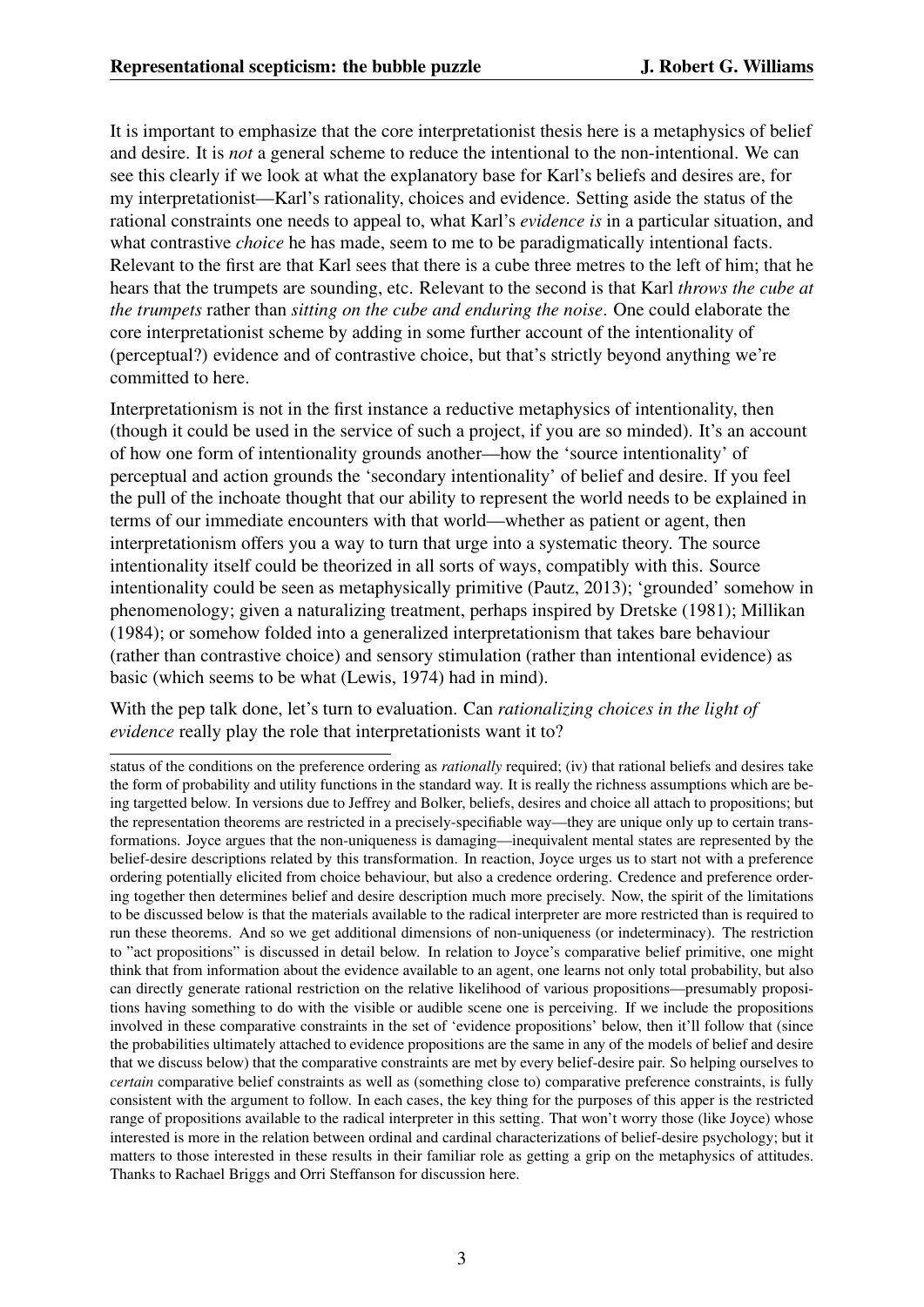It is important to emphasize that the core interpretationist thesis here is a metaphysics of belief and desire. It is *not* a general scheme to reduce the intentional to the non-intentional. We can see this clearly if we look at what the explanatory base for Karl's beliefs and desires are, for my interpretationist—Karl's rationality, choices and evidence. Setting aside the status of the rational constraints one needs to appeal to, what Karl's *evidence is* in a particular situation, and what contrastive *choice* he has made, seem to me to be paradigmatically intentional facts. Relevant to the first are that Karl sees that there is a cube three metres to the left of him; that he hears that the trumpets are sounding, etc. Relevant to the second is that Karl *throws the cube at the trumpets* rather than *sitting on the cube and enduring the noise*. One could elaborate the core interpretationist scheme by adding in some further account of the intentionality of (perceptual?) evidence and of contrastive choice, but that's strictly beyond anything we're committed to here.

Interpretationism is not in the first instance a reductive metaphysics of intentionality, then (though it could be used in the service of such a project, if you are so minded). It's an account of how one form of intentionality grounds another—how the 'source intentionality' of perceptual and action grounds the 'secondary intentionality' of belief and desire. If you feel the pull of the inchoate thought that our ability to represent the world needs to be explained in terms of our immediate encounters with that world—whether as patient or agent, then interpretationism offers you a way to turn that urge into a systematic theory. The source intentionality itself could be theorized in all sorts of ways, compatibly with this. Source intentionality could be seen as metaphysically primitive (Pautz, 2013); 'grounded' somehow in phenomenology; given a naturalizing treatment, perhaps inspired by Dretske (1981); Millikan (1984); or somehow folded into a generalized interpretationism that takes bare behaviour (rather than contrastive choice) and sensory stimulation (rather than intentional evidence) as basic (which seems to be what (Lewis, 1974) had in mind).

With the pep talk done, let's turn to evaluation. Can *rationalizing choices in the light of evidence* really play the role that interpretationists want it to?

---

status of the conditions on the preference ordering as *rationally* required; (iv) that rational beliefs and desires take the form of probability and utility functions in the standard way. It is really the richness assumptions which are being targetted below. In versions due to Jeffrey and Bolker, beliefs, desires and choice all attach to propositions; but the representation theorems are restricted in a precisely-specifiable way—they are unique only up to certain transformations. Joyce argues that the non-uniqueness is damaging—inequivalent mental states are represented by the belief-desire descriptions related by this transformation. In reaction, Joyce urges us to start not with a preference ordering potentially elicited from choice behaviour, but also a credence ordering. Credence and preference ordering together then determines belief and desire description much more precisely. Now, the spirit of the limitations to be discussed below is that the materials available to the radical interpreter are more restricted than is required to run these theorems. And so we get additional dimensions of non-uniqueness (or indeterminacy). The restriction to "act propositions" is discussed in detail below. In relation to Joyce's comparative belief primitive, one might think that from information about the evidence available to an agent, one learns not only total probability, but also can directly generate rational restriction on the relative likelihood of various propositions—presumably propositions having something to do with the visible or audible scene one is perceiving. If we include the propositions involved in these comparative constraints in the set of 'evidence propositions' below, then it'll follow that (since the probabilities ultimately attached to evidence propositions are the same in any of the models of belief and desire that we discuss below) that the comparative constraints are met by every belief-desire pair. So helping ourselves to *certain* comparative belief constraints as well as (something close to) comparative preference constraints, is fully consistent with the argument to follow. In each cases, the key thing for the purposes of this apper is the restricted range of propositions available to the radical interpreter in this setting. That won't worry those (like Joyce) whose interested is more in the relation between ordinal and cardinal characterizations of belief-desire psychology; but it matters to those interested in these results in their familiar role as getting a grip on the metaphysics of attitudes. Thanks to Rachael Briggs and Orri Steffanson for discussion here.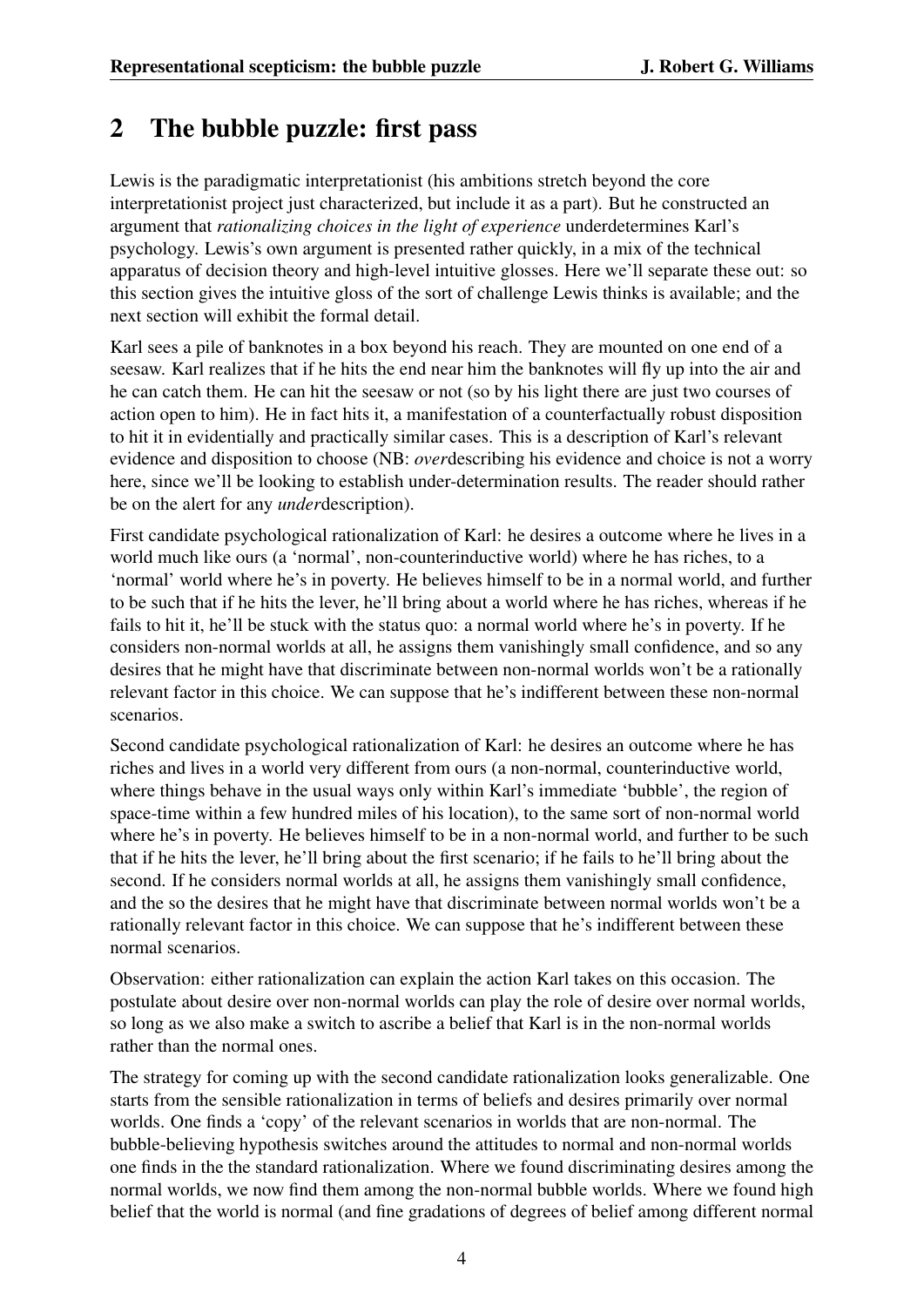## 2 The bubble puzzle: first pass

Lewis is the paradigmatic interpretationist (his ambitions stretch beyond the core interpretationist project just characterized, but include it as a part). But he constructed an argument that *rationalizing choices in the light of experience* underdetermines Karl's psychology. Lewis's own argument is presented rather quickly, in a mix of the technical apparatus of decision theory and high-level intuitive glosses. Here we'll separate these out: so this section gives the intuitive gloss of the sort of challenge Lewis thinks is available; and the next section will exhibit the formal detail.

Karl sees a pile of banknotes in a box beyond his reach. They are mounted on one end of a seesaw. Karl realizes that if he hits the end near him the banknotes will fly up into the air and he can catch them. He can hit the seesaw or not (so by his light there are just two courses of action open to him). He in fact hits it, a manifestation of a counterfactually robust disposition to hit it in evidentially and practically similar cases. This is a description of Karl's relevant evidence and disposition to choose (NB: *over*describing his evidence and choice is not a worry here, since we'll be looking to establish under-determination results. The reader should rather be on the alert for any *under*description).

First candidate psychological rationalization of Karl: he desires a outcome where he lives in a world much like ours (a 'normal', non-counterinductive world) where he has riches, to a 'normal' world where he's in poverty. He believes himself to be in a normal world, and further to be such that if he hits the lever, he'll bring about a world where he has riches, whereas if he fails to hit it, he'll be stuck with the status quo: a normal world where he's in poverty. If he considers non-normal worlds at all, he assigns them vanishingly small confidence, and so any desires that he might have that discriminate between non-normal worlds won't be a rationally relevant factor in this choice. We can suppose that he's indifferent between these non-normal scenarios.

Second candidate psychological rationalization of Karl: he desires an outcome where he has riches and lives in a world very different from ours (a non-normal, counterinductive world, where things behave in the usual ways only within Karl's immediate 'bubble', the region of space-time within a few hundred miles of his location), to the same sort of non-normal world where he's in poverty. He believes himself to be in a non-normal world, and further to be such that if he hits the lever, he'll bring about the first scenario; if he fails to he'll bring about the second. If he considers normal worlds at all, he assigns them vanishingly small confidence, and the so the desires that he might have that discriminate between normal worlds won't be a rationally relevant factor in this choice. We can suppose that he's indifferent between these normal scenarios.

Observation: either rationalization can explain the action Karl takes on this occasion. The postulate about desire over non-normal worlds can play the role of desire over normal worlds, so long as we also make a switch to ascribe a belief that Karl is in the non-normal worlds rather than the normal ones.

The strategy for coming up with the second candidate rationalization looks generalizable. One starts from the sensible rationalization in terms of beliefs and desires primarily over normal worlds. One finds a 'copy' of the relevant scenarios in worlds that are non-normal. The bubble-believing hypothesis switches around the attitudes to normal and non-normal worlds one finds in the the standard rationalization. Where we found discriminating desires among the normal worlds, we now find them among the non-normal bubble worlds. Where we found high belief that the world is normal (and fine gradations of degrees of belief among different normal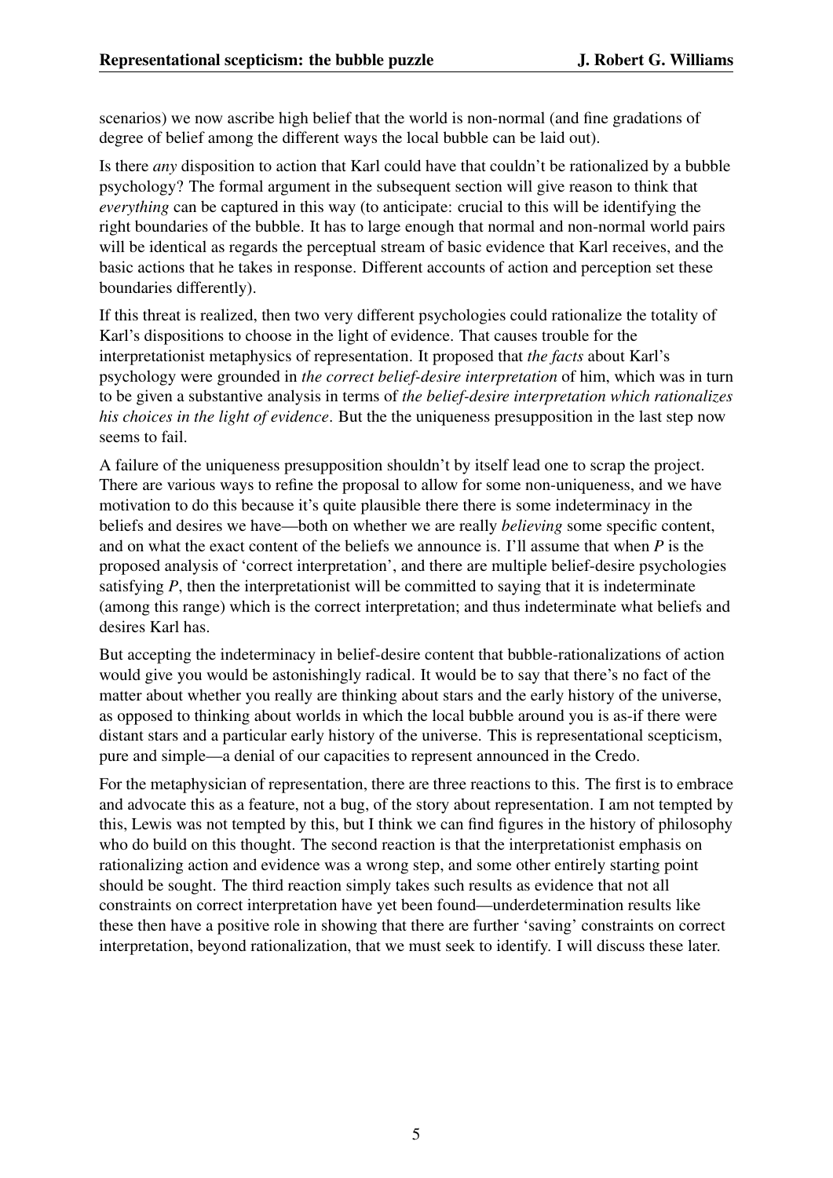scenarios) we now ascribe high belief that the world is non-normal (and fine gradations of degree of belief among the different ways the local bubble can be laid out).

Is there *any* disposition to action that Karl could have that couldn't be rationalized by a bubble psychology? The formal argument in the subsequent section will give reason to think that *everything* can be captured in this way (to anticipate: crucial to this will be identifying the right boundaries of the bubble. It has to large enough that normal and non-normal world pairs will be identical as regards the perceptual stream of basic evidence that Karl receives, and the basic actions that he takes in response. Different accounts of action and perception set these boundaries differently).

If this threat is realized, then two very different psychologies could rationalize the totality of Karl's dispositions to choose in the light of evidence. That causes trouble for the interpretationist metaphysics of representation. It proposed that *the facts* about Karl's psychology were grounded in *the correct belief-desire interpretation* of him, which was in turn to be given a substantive analysis in terms of *the belief-desire interpretation which rationalizes his choices in the light of evidence*. But the the uniqueness presupposition in the last step now seems to fail.

A failure of the uniqueness presupposition shouldn't by itself lead one to scrap the project. There are various ways to refine the proposal to allow for some non-uniqueness, and we have motivation to do this because it's quite plausible there there is some indeterminacy in the beliefs and desires we have—both on whether we are really *believing* some specific content, and on what the exact content of the beliefs we announce is. I'll assume that when $P$ is the proposed analysis of 'correct interpretation', and there are multiple belief-desire psychologies satisfying $P$, then the interpretationist will be committed to saying that it is indeterminate (among this range) which is the correct interpretation; and thus indeterminate what beliefs and desires Karl has.

But accepting the indeterminacy in belief-desire content that bubble-rationalizations of action would give you would be astonishingly radical. It would be to say that there's no fact of the matter about whether you really are thinking about stars and the early history of the universe, as opposed to thinking about worlds in which the local bubble around you is as-if there were distant stars and a particular early history of the universe. This is representational scepticism, pure and simple—a denial of our capacities to represent announced in the Credo.

For the metaphysician of representation, there are three reactions to this. The first is to embrace and advocate this as a feature, not a bug, of the story about representation. I am not tempted by this, Lewis was not tempted by this, but I think we can find figures in the history of philosophy who do build on this thought. The second reaction is that the interpretationist emphasis on rationalizing action and evidence was a wrong step, and some other entirely starting point should be sought. The third reaction simply takes such results as evidence that not all constraints on correct interpretation have yet been found—underdetermination results like these then have a positive role in showing that there are further 'saving' constraints on correct interpretation, beyond rationalization, that we must seek to identify. I will discuss these later.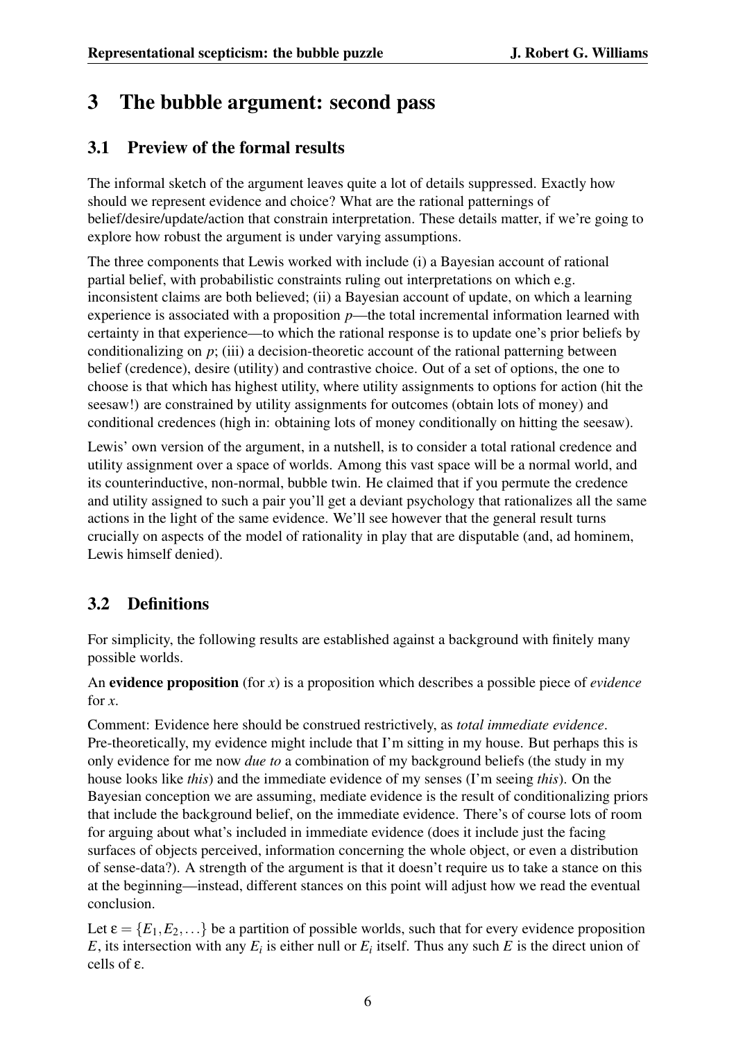## 3 The bubble argument: second pass

### 3.1 Preview of the formal results

The informal sketch of the argument leaves quite a lot of details suppressed. Exactly how should we represent evidence and choice? What are the rational patternings of belief/desire/update/action that constrain interpretation. These details matter, if we're going to explore how robust the argument is under varying assumptions.

The three components that Lewis worked with include (i) a Bayesian account of rational partial belief, with probabilistic constraints ruling out interpretations on which e.g. inconsistent claims are both believed; (ii) a Bayesian account of update, on which a learning experience is associated with a proposition $p$—the total incremental information learned with certainty in that experience—to which the rational response is to update one's prior beliefs by conditionalizing on $p$; (iii) a decision-theoretic account of the rational patterning between belief (credence), desire (utility) and contrastive choice. Out of a set of options, the one to choose is that which has highest utility, where utility assignments to options for action (hit the seesaw!) are constrained by utility assignments for outcomes (obtain lots of money) and conditional credences (high in: obtaining lots of money conditionally on hitting the seesaw).

Lewis' own version of the argument, in a nutshell, is to consider a total rational credence and utility assignment over a space of worlds. Among this vast space will be a normal world, and its counterinductive, non-normal, bubble twin. He claimed that if you permute the credence and utility assigned to such a pair you'll get a deviant psychology that rationalizes all the same actions in the light of the same evidence. We'll see however that the general result turns crucially on aspects of the model of rationality in play that are disputable (and, ad hominem, Lewis himself denied).

### 3.2 Definitions

For simplicity, the following results are established against a background with finitely many possible worlds.

An **evidence proposition** (for $x$) is a proposition which describes a possible piece of *evidence* for $x$.

Comment: Evidence here should be construed restrictively, as *total immediate evidence*. Pre-theoretically, my evidence might include that I'm sitting in my house. But perhaps this is only evidence for me now *due to* a combination of my background beliefs (the study in my house looks like *this*) and the immediate evidence of my senses (I'm seeing *this*). On the Bayesian conception we are assuming, mediate evidence is the result of conditionalizing priors that include the background belief, on the immediate evidence. There's of course lots of room for arguing about what's included in immediate evidence (does it include just the facing surfaces of objects perceived, information concerning the whole object, or even a distribution of sense-data?). A strength of the argument is that it doesn't require us to take a stance on this at the beginning—instead, different stances on this point will adjust how we read the eventual conclusion.

Let $\varepsilon = \{E_1, E_2, \ldots\}$ be a partition of possible worlds, such that for every evidence proposition $E$, its intersection with any $E_i$ is either null or $E_i$ itself. Thus any such $E$ is the direct union of cells of $\varepsilon$.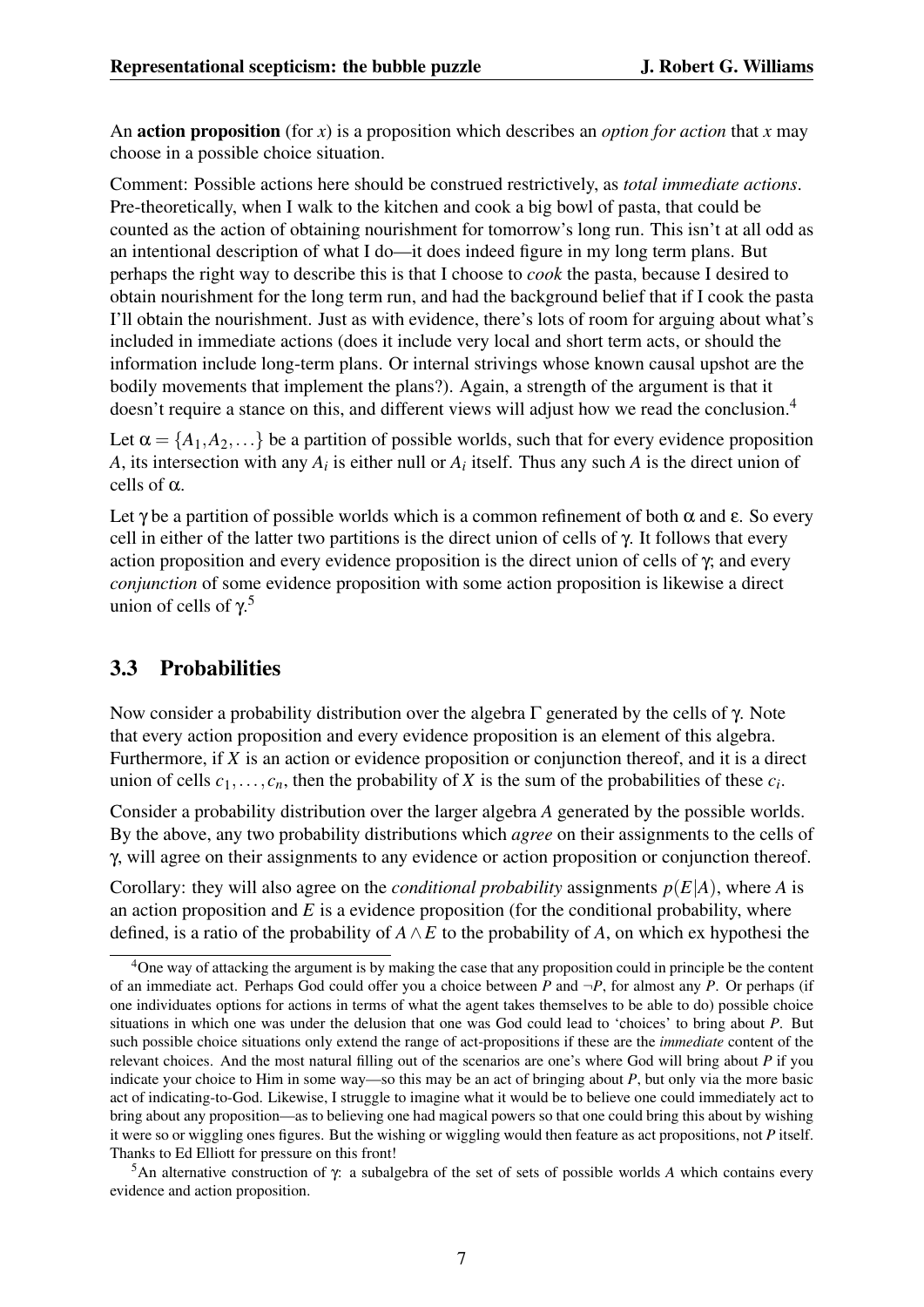An **action proposition** (for $x$) is a proposition which describes an *option for action* that $x$ may choose in a possible choice situation.

Comment: Possible actions here should be construed restrictively, as *total immediate actions*. Pre-theoretically, when I walk to the kitchen and cook a big bowl of pasta, that could be counted as the action of obtaining nourishment for tomorrow's long run. This isn't at all odd as an intentional description of what I do—it does indeed figure in my long term plans. But perhaps the right way to describe this is that I choose to *cook* the pasta, because I desired to obtain nourishment for the long term run, and had the background belief that if I cook the pasta I'll obtain the nourishment. Just as with evidence, there's lots of room for arguing about what's included in immediate actions (does it include very local and short term acts, or should the information include long-term plans. Or internal strivings whose known causal upshot are the bodily movements that implement the plans?). Again, a strength of the argument is that it doesn't require a stance on this, and different views will adjust how we read the conclusion.[4]

Let $\alpha = \{A_1, A_2, \ldots\}$ be a partition of possible worlds, such that for every evidence proposition $A$, its intersection with any $A_i$ is either null or $A_i$ itself. Thus any such $A$ is the direct union of cells of $\alpha$.

Let $\gamma$ be a partition of possible worlds which is a common refinement of both $\alpha$ and $\varepsilon$. So every cell in either of the latter two partitions is the direct union of cells of $\gamma$. It follows that every action proposition and every evidence proposition is the direct union of cells of $\gamma$; and every *conjunction* of some evidence proposition with some action proposition is likewise a direct union of cells of $\gamma$.[5]

## 3.3 Probabilities

Now consider a probability distribution over the algebra $\Gamma$ generated by the cells of $\gamma$. Note that every action proposition and every evidence proposition is an element of this algebra. Furthermore, if $X$ is an action or evidence proposition or conjunction thereof, and it is a direct union of cells $c_1, \ldots, c_n$, then the probability of $X$ is the sum of the probabilities of these $c_i$.

Consider a probability distribution over the larger algebra $A$ generated by the possible worlds. By the above, any two probability distributions which *agree* on their assignments to the cells of $\gamma$, will agree on their assignments to any evidence or action proposition or conjunction thereof.

Corollary: they will also agree on the *conditional probability* assignments $p(E|A)$, where $A$ is an action proposition and $E$ is a evidence proposition (for the conditional probability, where defined, is a ratio of the probability of $A \wedge E$ to the probability of $A$, on which ex hypothesi the

---

[4] One way of attacking the argument is by making the case that any proposition could in principle be the content of an immediate act. Perhaps God could offer you a choice between $P$ and $\neg P$, for almost any $P$. Or perhaps (if one individuates options for actions in terms of what the agent takes themselves to be able to do) possible choice situations in which one was under the delusion that one was God could lead to 'choices' to bring about $P$. But such possible choice situations only extend the range of act-propositions if these are the *immediate* content of the relevant choices. And the most natural filling out of the scenarios are one's where God will bring about $P$ if you indicate your choice to Him in some way—so this may be an act of bringing about $P$, but only via the more basic act of indicating-to-God. Likewise, I struggle to imagine what it would be to believe one could immediately act to bring about any proposition—as to believing one had magical powers so that one could bring this about by wishing it were so or wiggling ones figures. But the wishing or wiggling would then feature as act propositions, not $P$ itself. Thanks to Ed Elliott for pressure on this front!

[5] An alternative construction of $\gamma$: a subalgebra of the set of sets of possible worlds $A$ which contains every evidence and action proposition.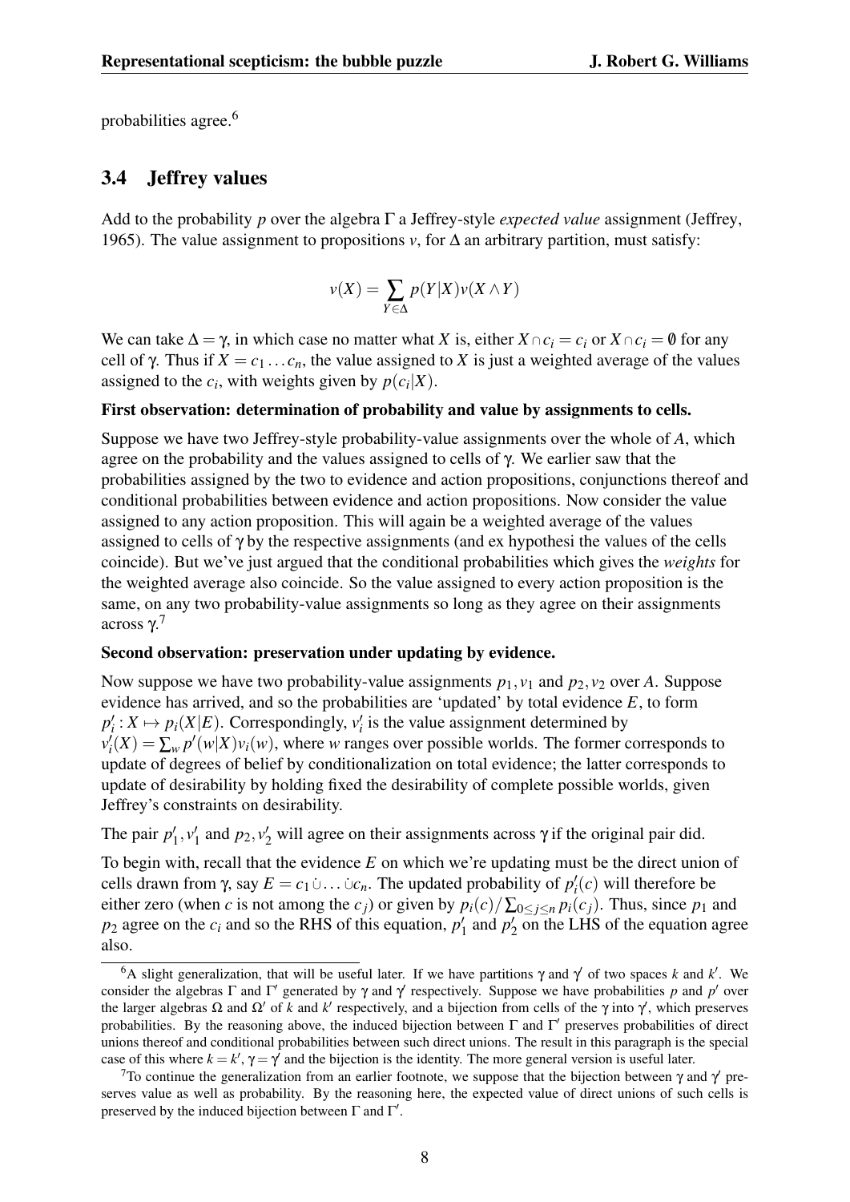probabilities agree.[6]

## 3.4 Jeffrey values

Add to the probability $p$ over the algebra $\Gamma$ a Jeffrey-style *expected value* assignment (Jeffrey, 1965). The value assignment to propositions $v$, for $\Delta$ an arbitrary partition, must satisfy:

$$v(X) = \sum_{Y \in \Delta} p(Y|X)v(X \wedge Y)$$

We can take $\Delta = \gamma$, in which case no matter what $X$ is, either $X \cap c_i = c_i$ or $X \cap c_i = \emptyset$ for any cell of $\gamma$. Thus if $X = c_1 \ldots c_n$, the value assigned to $X$ is just a weighted average of the values assigned to the $c_i$, with weights given by $p(c_i|X)$.

**First observation: determination of probability and value by assignments to cells.**

Suppose we have two Jeffrey-style probability-value assignments over the whole of $A$, which agree on the probability and the values assigned to cells of $\gamma$. We earlier saw that the probabilities assigned by the two to evidence and action propositions, conjunctions thereof and conditional probabilities between evidence and action propositions. Now consider the value assigned to any action proposition. This will again be a weighted average of the values assigned to cells of $\gamma$ by the respective assignments (and ex hypothesi the values of the cells coincide). But we've just argued that the conditional probabilities which gives the *weights* for the weighted average also coincide. So the value assigned to every action proposition is the same, on any two probability-value assignments so long as they agree on their assignments across $\gamma$.[7]

**Second observation: preservation under updating by evidence.**

Now suppose we have two probability-value assignments $p_1, v_1$ and $p_2, v_2$ over $A$. Suppose evidence has arrived, and so the probabilities are 'updated' by total evidence $E$, to form $p'_i : X \mapsto p_i(X|E)$. Correspondingly, $v'_i$ is the value assignment determined by $v'_i(X) = \sum_w p'(w|X)v_i(w)$, where $w$ ranges over possible worlds. The former corresponds to update of degrees of belief by conditionalization on total evidence; the latter corresponds to update of desirability by holding fixed the desirability of complete possible worlds, given Jeffrey's constraints on desirability.

The pair $p'_1, v'_1$ and $p_2, v'_2$ will agree on their assignments across $\gamma$ if the original pair did.

To begin with, recall that the evidence $E$ on which we're updating must be the direct union of cells drawn from $\gamma$, say $E = c_1 \dot\cup \ldots \dot\cup c_n$. The updated probability of $p'_i(c)$ will therefore be either zero (when $c$ is not among the $c_j$) or given by $p_i(c)/\sum_{0 \leq j \leq n} p_i(c_j)$. Thus, since $p_1$ and $p_2$ agree on the $c_i$ and so the RHS of this equation, $p'_1$ and $p'_2$ on the LHS of the equation agree also.

[6] A slight generalization, that will be useful later. If we have partitions $\gamma$ and $\gamma'$ of two spaces $k$ and $k'$. We consider the algebras $\Gamma$ and $\Gamma'$ generated by $\gamma$ and $\gamma'$ respectively. Suppose we have probabilities $p$ and $p'$ over the larger algebras $\Omega$ and $\Omega'$ of $k$ and $k'$ respectively, and a bijection from cells of the $\gamma$ into $\gamma'$, which preserves probabilities. By the reasoning above, the induced bijection between $\Gamma$ and $\Gamma'$ preserves probabilities of direct unions thereof and conditional probabilities between such direct unions. The result in this paragraph is the special case of this where $k = k'$, $\gamma = \gamma'$ and the bijection is the identity. The more general version is useful later.

[7] To continue the generalization from an earlier footnote, we suppose that the bijection between $\gamma$ and $\gamma'$ preserves value as well as probability. By the reasoning here, the expected value of direct unions of such cells is preserved by the induced bijection between $\Gamma$ and $\Gamma'$.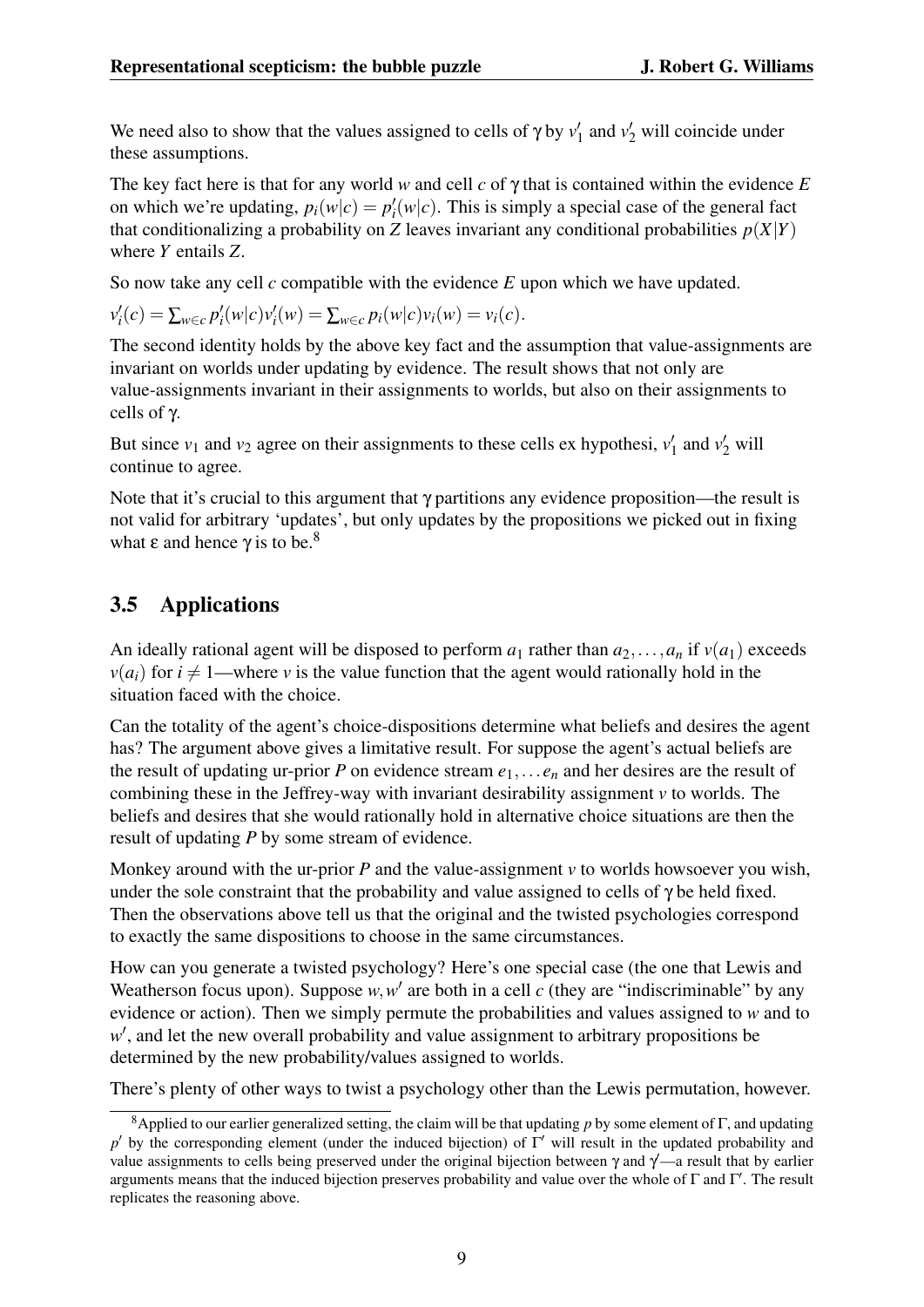We need also to show that the values assigned to cells of $\gamma$ by $v'_1$ and $v'_2$ will coincide under these assumptions.

The key fact here is that for any world $w$ and cell $c$ of $\gamma$ that is contained within the evidence $E$ on which we're updating, $p_i(w|c) = p'_i(w|c)$. This is simply a special case of the general fact that conditionalizing a probability on $Z$ leaves invariant any conditional probabilities $p(X|Y)$ where $Y$ entails $Z$.

So now take any cell $c$ compatible with the evidence $E$ upon which we have updated.

$v'_i(c) = \sum_{w \in c} p'_i(w|c)v'_i(w) = \sum_{w \in c} p_i(w|c)v_i(w) = v_i(c)$.

The second identity holds by the above key fact and the assumption that value-assignments are invariant on worlds under updating by evidence. The result shows that not only are value-assignments invariant in their assignments to worlds, but also on their assignments to cells of $\gamma$.

But since $v_1$ and $v_2$ agree on their assignments to these cells ex hypothesi, $v'_1$ and $v'_2$ will continue to agree.

Note that it's crucial to this argument that $\gamma$ partitions any evidence proposition—the result is not valid for arbitrary 'updates', but only updates by the propositions we picked out in fixing what $\varepsilon$ and hence $\gamma$ is to be.[8]

## 3.5 Applications

An ideally rational agent will be disposed to perform $a_1$ rather than $a_2, \ldots, a_n$ if $v(a_1)$ exceeds $v(a_i)$ for $i \neq 1$—where $v$ is the value function that the agent would rationally hold in the situation faced with the choice.

Can the totality of the agent's choice-dispositions determine what beliefs and desires the agent has? The argument above gives a limitative result. For suppose the agent's actual beliefs are the result of updating ur-prior $P$ on evidence stream $e_1, \ldots e_n$ and her desires are the result of combining these in the Jeffrey-way with invariant desirability assignment $v$ to worlds. The beliefs and desires that she would rationally hold in alternative choice situations are then the result of updating $P$ by some stream of evidence.

Monkey around with the ur-prior $P$ and the value-assignment $v$ to worlds howsoever you wish, under the sole constraint that the probability and value assigned to cells of $\gamma$ be held fixed. Then the observations above tell us that the original and the twisted psychologies correspond to exactly the same dispositions to choose in the same circumstances.

How can you generate a twisted psychology? Here's one special case (the one that Lewis and Weatherson focus upon). Suppose $w, w'$ are both in a cell $c$ (they are "indiscriminable" by any evidence or action). Then we simply permute the probabilities and values assigned to $w$ and to $w'$, and let the new overall probability and value assignment to arbitrary propositions be determined by the new probability/values assigned to worlds.

There's plenty of other ways to twist a psychology other than the Lewis permutation, however.

[8] Applied to our earlier generalized setting, the claim will be that updating $p$ by some element of $\Gamma$, and updating $p'$ by the corresponding element (under the induced bijection) of $\Gamma'$ will result in the updated probability and value assignments to cells being preserved under the original bijection between $\gamma$ and $\gamma'$—a result that by earlier arguments means that the induced bijection preserves probability and value over the whole of $\Gamma$ and $\Gamma'$. The result replicates the reasoning above.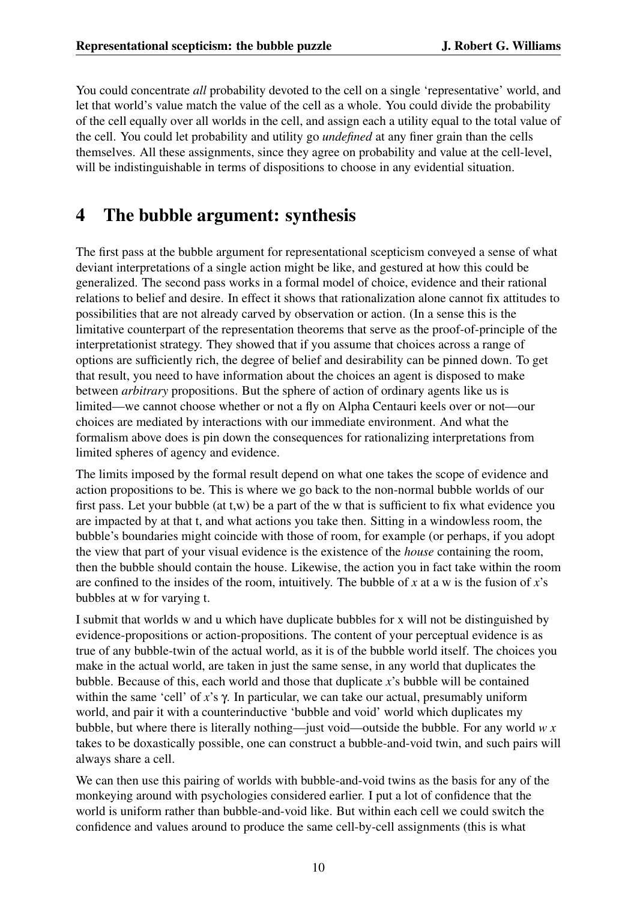You could concentrate *all* probability devoted to the cell on a single 'representative' world, and let that world's value match the value of the cell as a whole. You could divide the probability of the cell equally over all worlds in the cell, and assign each a utility equal to the total value of the cell. You could let probability and utility go *undefined* at any finer grain than the cells themselves. All these assignments, since they agree on probability and value at the cell-level, will be indistinguishable in terms of dispositions to choose in any evidential situation.

# 4 The bubble argument: synthesis

The first pass at the bubble argument for representational scepticism conveyed a sense of what deviant interpretations of a single action might be like, and gestured at how this could be generalized. The second pass works in a formal model of choice, evidence and their rational relations to belief and desire. In effect it shows that rationalization alone cannot fix attitudes to possibilities that are not already carved by observation or action. (In a sense this is the limitative counterpart of the representation theorems that serve as the proof-of-principle of the interpretationist strategy. They showed that if you assume that choices across a range of options are sufficiently rich, the degree of belief and desirability can be pinned down. To get that result, you need to have information about the choices an agent is disposed to make between *arbitrary* propositions. But the sphere of action of ordinary agents like us is limited—we cannot choose whether or not a fly on Alpha Centauri keels over or not—our choices are mediated by interactions with our immediate environment. And what the formalism above does is pin down the consequences for rationalizing interpretations from limited spheres of agency and evidence.

The limits imposed by the formal result depend on what one takes the scope of evidence and action propositions to be. This is where we go back to the non-normal bubble worlds of our first pass. Let your bubble (at t,w) be a part of the w that is sufficient to fix what evidence you are impacted by at that t, and what actions you take then. Sitting in a windowless room, the bubble's boundaries might coincide with those of room, for example (or perhaps, if you adopt the view that part of your visual evidence is the existence of the *house* containing the room, then the bubble should contain the house. Likewise, the action you in fact take within the room are confined to the insides of the room, intuitively. The bubble of $x$ at a w is the fusion of $x$'s bubbles at w for varying t.

I submit that worlds w and u which have duplicate bubbles for x will not be distinguished by evidence-propositions or action-propositions. The content of your perceptual evidence is as true of any bubble-twin of the actual world, as it is of the bubble world itself. The choices you make in the actual world, are taken in just the same sense, in any world that duplicates the bubble. Because of this, each world and those that duplicate $x$'s bubble will be contained within the same 'cell' of $x$'s $\gamma$. In particular, we can take our actual, presumably uniform world, and pair it with a counterinductive 'bubble and void' world which duplicates my bubble, but where there is literally nothing—just void—outside the bubble. For any world $w$ $x$ takes to be doxastically possible, one can construct a bubble-and-void twin, and such pairs will always share a cell.

We can then use this pairing of worlds with bubble-and-void twins as the basis for any of the monkeying around with psychologies considered earlier. I put a lot of confidence that the world is uniform rather than bubble-and-void like. But within each cell we could switch the confidence and values around to produce the same cell-by-cell assignments (this is what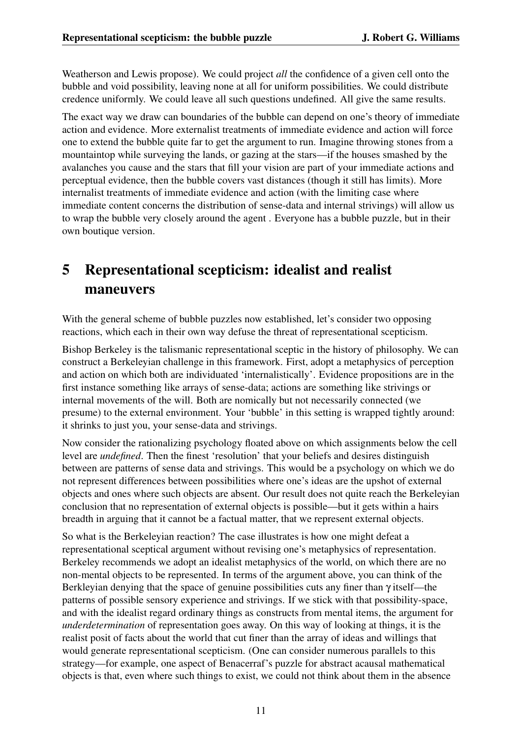Weatherson and Lewis propose). We could project *all* the confidence of a given cell onto the bubble and void possibility, leaving none at all for uniform possibilities. We could distribute credence uniformly. We could leave all such questions undefined. All give the same results.

The exact way we draw can boundaries of the bubble can depend on one's theory of immediate action and evidence. More externalist treatments of immediate evidence and action will force one to extend the bubble quite far to get the argument to run. Imagine throwing stones from a mountaintop while surveying the lands, or gazing at the stars—if the houses smashed by the avalanches you cause and the stars that fill your vision are part of your immediate actions and perceptual evidence, then the bubble covers vast distances (though it still has limits). More internalist treatments of immediate evidence and action (with the limiting case where immediate content concerns the distribution of sense-data and internal strivings) will allow us to wrap the bubble very closely around the agent . Everyone has a bubble puzzle, but in their own boutique version.

## 5 Representational scepticism: idealist and realist maneuvers

With the general scheme of bubble puzzles now established, let's consider two opposing reactions, which each in their own way defuse the threat of representational scepticism.

Bishop Berkeley is the talismanic representational sceptic in the history of philosophy. We can construct a Berkeleyian challenge in this framework. First, adopt a metaphysics of perception and action on which both are individuated 'internalistically'. Evidence propositions are in the first instance something like arrays of sense-data; actions are something like strivings or internal movements of the will. Both are nomically but not necessarily connected (we presume) to the external environment. Your 'bubble' in this setting is wrapped tightly around: it shrinks to just you, your sense-data and strivings.

Now consider the rationalizing psychology floated above on which assignments below the cell level are *undefined*. Then the finest 'resolution' that your beliefs and desires distinguish between are patterns of sense data and strivings. This would be a psychology on which we do not represent differences between possibilities where one's ideas are the upshot of external objects and ones where such objects are absent. Our result does not quite reach the Berkeleyian conclusion that no representation of external objects is possible—but it gets within a hairs breadth in arguing that it cannot be a factual matter, that we represent external objects.

So what is the Berkeleyian reaction? The case illustrates is how one might defeat a representational sceptical argument without revising one's metaphysics of representation. Berkeley recommends we adopt an idealist metaphysics of the world, on which there are no non-mental objects to be represented. In terms of the argument above, you can think of the Berkleyian denying that the space of genuine possibilities cuts any finer than $\gamma$ itself—the patterns of possible sensory experience and strivings. If we stick with that possibility-space, and with the idealist regard ordinary things as constructs from mental items, the argument for *underdetermination* of representation goes away. On this way of looking at things, it is the realist posit of facts about the world that cut finer than the array of ideas and willings that would generate representational scepticism. (One can consider numerous parallels to this strategy—for example, one aspect of Benacerraf's puzzle for abstract acausal mathematical objects is that, even where such things to exist, we could not think about them in the absence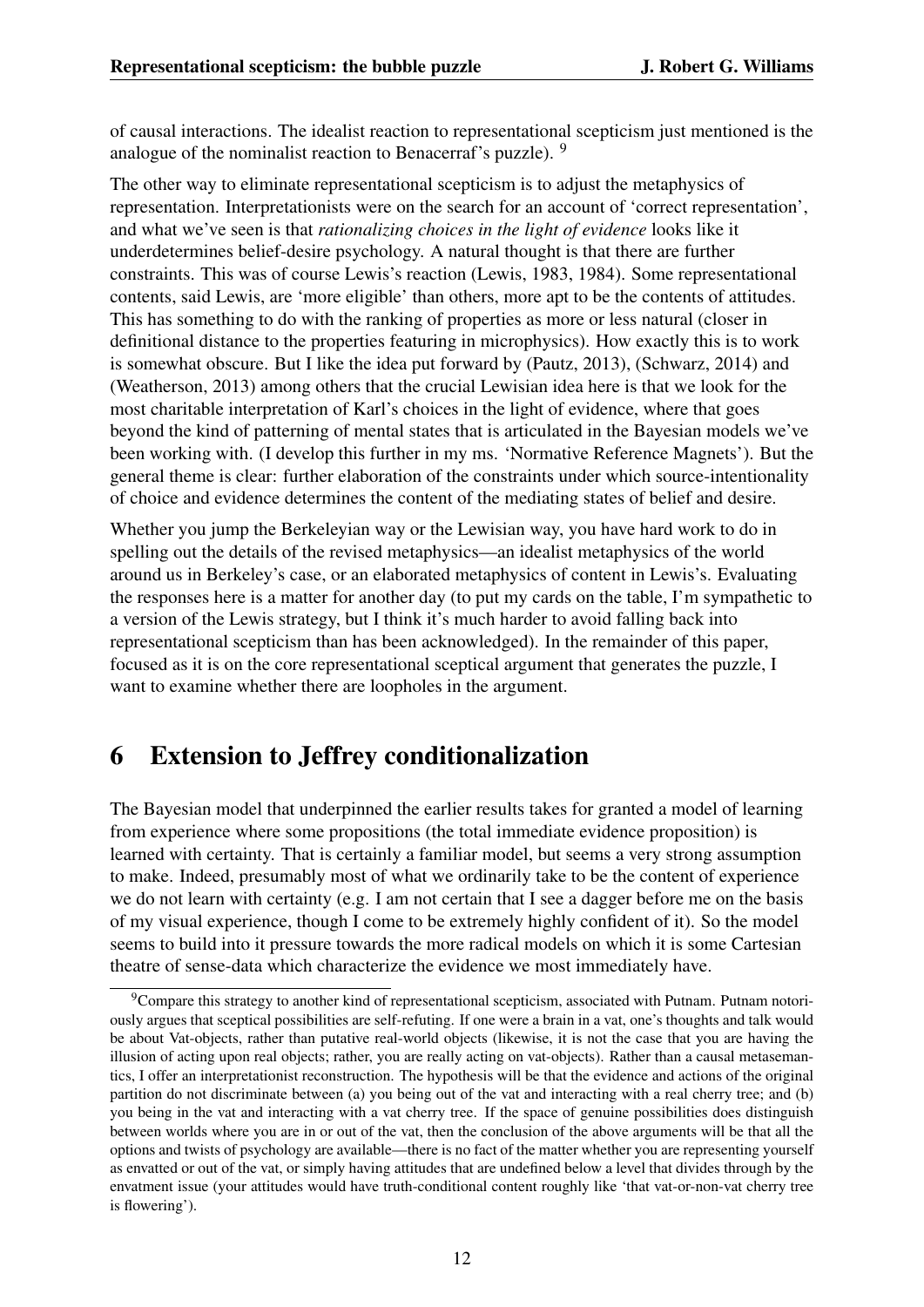of causal interactions. The idealist reaction to representational scepticism just mentioned is the analogue of the nominalist reaction to Benacerraf's puzzle). [9]

The other way to eliminate representational scepticism is to adjust the metaphysics of representation. Interpretationists were on the search for an account of 'correct representation', and what we've seen is that *rationalizing choices in the light of evidence* looks like it underdetermines belief-desire psychology. A natural thought is that there are further constraints. This was of course Lewis's reaction (Lewis, 1983, 1984). Some representational contents, said Lewis, are 'more eligible' than others, more apt to be the contents of attitudes. This has something to do with the ranking of properties as more or less natural (closer in definitional distance to the properties featuring in microphysics). How exactly this is to work is somewhat obscure. But I like the idea put forward by (Pautz, 2013), (Schwarz, 2014) and (Weatherson, 2013) among others that the crucial Lewisian idea here is that we look for the most charitable interpretation of Karl's choices in the light of evidence, where that goes beyond the kind of patterning of mental states that is articulated in the Bayesian models we've been working with. (I develop this further in my ms. 'Normative Reference Magnets'). But the general theme is clear: further elaboration of the constraints under which source-intentionality of choice and evidence determines the content of the mediating states of belief and desire.

Whether you jump the Berkeleyian way or the Lewisian way, you have hard work to do in spelling out the details of the revised metaphysics—an idealist metaphysics of the world around us in Berkeley's case, or an elaborated metaphysics of content in Lewis's. Evaluating the responses here is a matter for another day (to put my cards on the table, I'm sympathetic to a version of the Lewis strategy, but I think it's much harder to avoid falling back into representational scepticism than has been acknowledged). In the remainder of this paper, focused as it is on the core representational sceptical argument that generates the puzzle, I want to examine whether there are loopholes in the argument.

# 6 Extension to Jeffrey conditionalization

The Bayesian model that underpinned the earlier results takes for granted a model of learning from experience where some propositions (the total immediate evidence proposition) is learned with certainty. That is certainly a familiar model, but seems a very strong assumption to make. Indeed, presumably most of what we ordinarily take to be the content of experience we do not learn with certainty (e.g. I am not certain that I see a dagger before me on the basis of my visual experience, though I come to be extremely highly confident of it). So the model seems to build into it pressure towards the more radical models on which it is some Cartesian theatre of sense-data which characterize the evidence we most immediately have.

[9] Compare this strategy to another kind of representational scepticism, associated with Putnam. Putnam notoriously argues that sceptical possibilities are self-refuting. If one were a brain in a vat, one's thoughts and talk would be about Vat-objects, rather than putative real-world objects (likewise, it is not the case that you are having the illusion of acting upon real objects; rather, you are really acting on vat-objects). Rather than a causal metasemantics, I offer an interpretationist reconstruction. The hypothesis will be that the evidence and actions of the original partition do not discriminate between (a) you being out of the vat and interacting with a real cherry tree; and (b) you being in the vat and interacting with a vat cherry tree. If the space of genuine possibilities does distinguish between worlds where you are in or out of the vat, then the conclusion of the above arguments will be that all the options and twists of psychology are available—there is no fact of the matter whether you are representing yourself as envatted or out of the vat, or simply having attitudes that are undefined below a level that divides through by the envatment issue (your attitudes would have truth-conditional content roughly like 'that vat-or-non-vat cherry tree is flowering').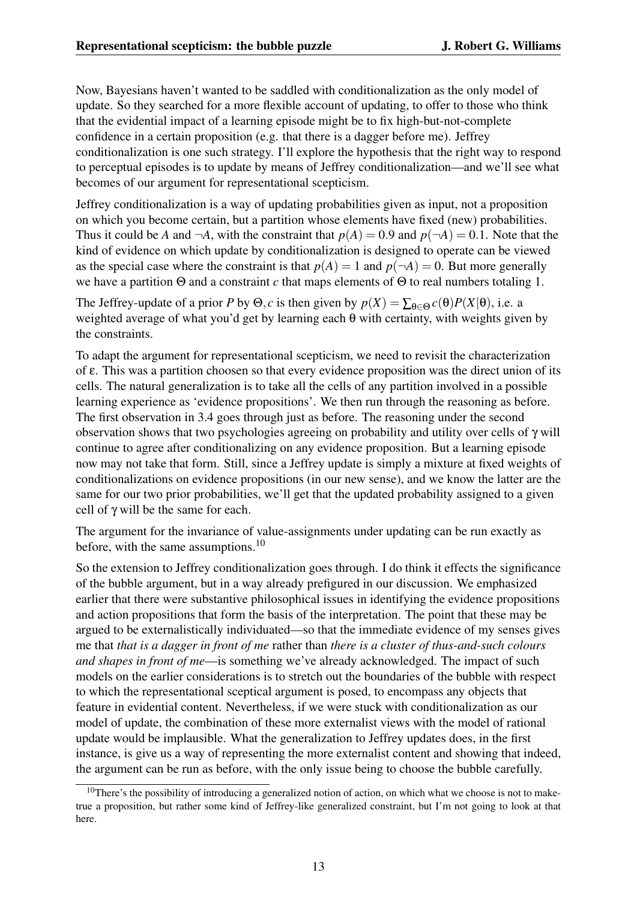Now, Bayesians haven't wanted to be saddled with conditionalization as the only model of update. So they searched for a more flexible account of updating, to offer to those who think that the evidential impact of a learning episode might be to fix high-but-not-complete confidence in a certain proposition (e.g. that there is a dagger before me). Jeffrey conditionalization is one such strategy. I'll explore the hypothesis that the right way to respond to perceptual episodes is to update by means of Jeffrey conditionalization—and we'll see what becomes of our argument for representational scepticism.

Jeffrey conditionalization is a way of updating probabilities given as input, not a proposition on which you become certain, but a partition whose elements have fixed (new) probabilities. Thus it could be $A$ and $\neg A$, with the constraint that $p(A) = 0.9$ and $p(\neg A) = 0.1$. Note that the kind of evidence on which update by conditionalization is designed to operate can be viewed as the special case where the constraint is that $p(A) = 1$ and $p(\neg A) = 0$. But more generally we have a partition $\Theta$ and a constraint $c$ that maps elements of $\Theta$ to real numbers totaling 1.

The Jeffrey-update of a prior $P$ by $\Theta, c$ is then given by $p(X) = \sum_{\theta \in \Theta} c(\theta) P(X|\theta)$, i.e. a weighted average of what you'd get by learning each $\theta$ with certainty, with weights given by the constraints.

To adapt the argument for representational scepticism, we need to revisit the characterization of $\varepsilon$. This was a partition choosen so that every evidence proposition was the direct union of its cells. The natural generalization is to take all the cells of any partition involved in a possible learning experience as 'evidence propositions'. We then run through the reasoning as before. The first observation in 3.4 goes through just as before. The reasoning under the second observation shows that two psychologies agreeing on probability and utility over cells of $\gamma$ will continue to agree after conditionalizing on any evidence proposition. But a learning episode now may not take that form. Still, since a Jeffrey update is simply a mixture at fixed weights of conditionalizations on evidence propositions (in our new sense), and we know the latter are the same for our two prior probabilities, we'll get that the updated probability assigned to a given cell of $\gamma$ will be the same for each.

The argument for the invariance of value-assignments under updating can be run exactly as before, with the same assumptions.[10]

So the extension to Jeffrey conditionalization goes through. I do think it effects the significance of the bubble argument, but in a way already prefigured in our discussion. We emphasized earlier that there were substantive philosophical issues in identifying the evidence propositions and action propositions that form the basis of the interpretation. The point that these may be argued to be externalistically individuated—so that the immediate evidence of my senses gives me that *that is a dagger in front of me* rather than *there is a cluster of thus-and-such colours and shapes in front of me*—is something we've already acknowledged. The impact of such models on the earlier considerations is to stretch out the boundaries of the bubble with respect to which the representational sceptical argument is posed, to encompass any objects that feature in evidential content. Nevertheless, if we were stuck with conditionalization as our model of update, the combination of these more externalist views with the model of rational update would be implausible. What the generalization to Jeffrey updates does, in the first instance, is give us a way of representing the more externalist content and showing that indeed, the argument can be run as before, with the only issue being to choose the bubble carefully.

[10] There's the possibility of introducing a generalized notion of action, on which what we choose is not to make-true a proposition, but rather some kind of Jeffrey-like generalized constraint, but I'm not going to look at that here.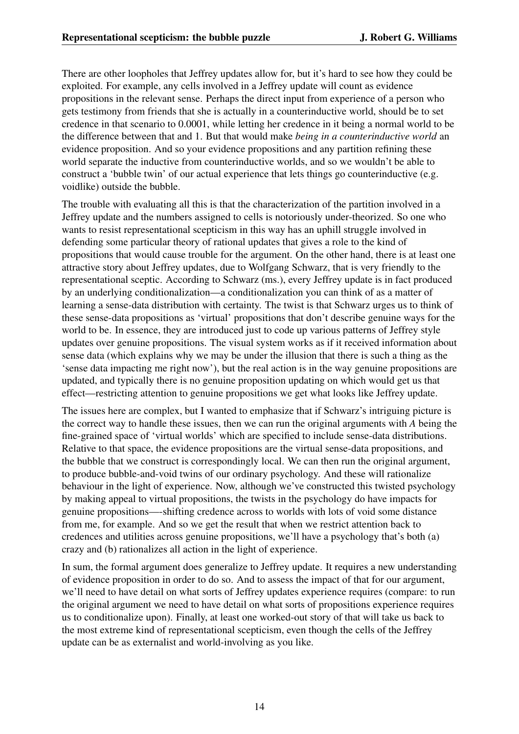There are other loopholes that Jeffrey updates allow for, but it's hard to see how they could be exploited. For example, any cells involved in a Jeffrey update will count as evidence propositions in the relevant sense. Perhaps the direct input from experience of a person who gets testimony from friends that she is actually in a counterinductive world, should be to set credence in that scenario to 0.0001, while letting her credence in it being a normal world to be the difference between that and 1. But that would make *being in a counterinductive world* an evidence proposition. And so your evidence propositions and any partition refining these world separate the inductive from counterinductive worlds, and so we wouldn't be able to construct a 'bubble twin' of our actual experience that lets things go counterinductive (e.g. voidlike) outside the bubble.

The trouble with evaluating all this is that the characterization of the partition involved in a Jeffrey update and the numbers assigned to cells is notoriously under-theorized. So one who wants to resist representational scepticism in this way has an uphill struggle involved in defending some particular theory of rational updates that gives a role to the kind of propositions that would cause trouble for the argument. On the other hand, there is at least one attractive story about Jeffrey updates, due to Wolfgang Schwarz, that is very friendly to the representational sceptic. According to Schwarz (ms.), every Jeffrey update is in fact produced by an underlying conditionalization—a conditionalization you can think of as a matter of learning a sense-data distribution with certainty. The twist is that Schwarz urges us to think of these sense-data propositions as 'virtual' propositions that don't describe genuine ways for the world to be. In essence, they are introduced just to code up various patterns of Jeffrey style updates over genuine propositions. The visual system works as if it received information about sense data (which explains why we may be under the illusion that there is such a thing as the 'sense data impacting me right now'), but the real action is in the way genuine propositions are updated, and typically there is no genuine proposition updating on which would get us that effect—restricting attention to genuine propositions we get what looks like Jeffrey update.

The issues here are complex, but I wanted to emphasize that if Schwarz's intriguing picture is the correct way to handle these issues, then we can run the original arguments with $A$ being the fine-grained space of 'virtual worlds' which are specified to include sense-data distributions. Relative to that space, the evidence propositions are the virtual sense-data propositions, and the bubble that we construct is correspondingly local. We can then run the original argument, to produce bubble-and-void twins of our ordinary psychology. And these will rationalize behaviour in the light of experience. Now, although we've constructed this twisted psychology by making appeal to virtual propositions, the twists in the psychology do have impacts for genuine propositions—-shifting credence across to worlds with lots of void some distance from me, for example. And so we get the result that when we restrict attention back to credences and utilities across genuine propositions, we'll have a psychology that's both (a) crazy and (b) rationalizes all action in the light of experience.

In sum, the formal argument does generalize to Jeffrey update. It requires a new understanding of evidence proposition in order to do so. And to assess the impact of that for our argument, we'll need to have detail on what sorts of Jeffrey updates experience requires (compare: to run the original argument we need to have detail on what sorts of propositions experience requires us to conditionalize upon). Finally, at least one worked-out story of that will take us back to the most extreme kind of representational scepticism, even though the cells of the Jeffrey update can be as externalist and world-involving as you like.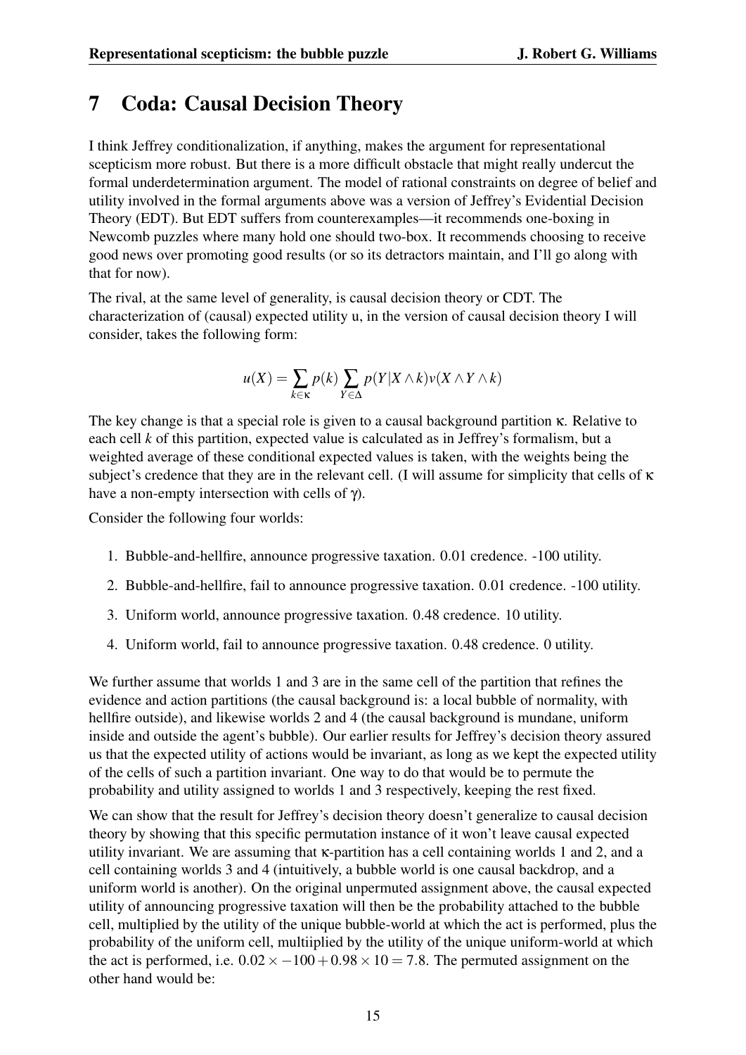## 7 Coda: Causal Decision Theory

I think Jeffrey conditionalization, if anything, makes the argument for representational scepticism more robust. But there is a more difficult obstacle that might really undercut the formal underdetermination argument. The model of rational constraints on degree of belief and utility involved in the formal arguments above was a version of Jeffrey's Evidential Decision Theory (EDT). But EDT suffers from counterexamples—it recommends one-boxing in Newcomb puzzles where many hold one should two-box. It recommends choosing to receive good news over promoting good results (or so its detractors maintain, and I'll go along with that for now).

The rival, at the same level of generality, is causal decision theory or CDT. The characterization of (causal) expected utility u, in the version of causal decision theory I will consider, takes the following form:

$$u(X) = \sum_{k \in \kappa} p(k) \sum_{Y \in \Delta} p(Y|X \wedge k) v(X \wedge Y \wedge k)$$

The key change is that a special role is given to a causal background partition $\kappa$. Relative to each cell $k$ of this partition, expected value is calculated as in Jeffrey's formalism, but a weighted average of these conditional expected values is taken, with the weights being the subject's credence that they are in the relevant cell. (I will assume for simplicity that cells of $\kappa$ have a non-empty intersection with cells of $\gamma$).

Consider the following four worlds:

1. Bubble-and-hellfire, announce progressive taxation. 0.01 credence. -100 utility.
2. Bubble-and-hellfire, fail to announce progressive taxation. 0.01 credence. -100 utility.
3. Uniform world, announce progressive taxation. 0.48 credence. 10 utility.
4. Uniform world, fail to announce progressive taxation. 0.48 credence. 0 utility.

We further assume that worlds 1 and 3 are in the same cell of the partition that refines the evidence and action partitions (the causal background is: a local bubble of normality, with hellfire outside), and likewise worlds 2 and 4 (the causal background is mundane, uniform inside and outside the agent's bubble). Our earlier results for Jeffrey's decision theory assured us that the expected utility of actions would be invariant, as long as we kept the expected utility of the cells of such a partition invariant. One way to do that would be to permute the probability and utility assigned to worlds 1 and 3 respectively, keeping the rest fixed.

We can show that the result for Jeffrey's decision theory doesn't generalize to causal decision theory by showing that this specific permutation instance of it won't leave causal expected utility invariant. We are assuming that $\kappa$-partition has a cell containing worlds 1 and 2, and a cell containing worlds 3 and 4 (intuitively, a bubble world is one causal backdrop, and a uniform world is another). On the original unpermuted assignment above, the causal expected utility of announcing progressive taxation will then be the probability attached to the bubble cell, multiplied by the utility of the unique bubble-world at which the act is performed, plus the probability of the uniform cell, multiiplied by the utility of the unique uniform-world at which the act is performed, i.e. $0.02 \times -100 + 0.98 \times 10 = 7.8$. The permuted assignment on the other hand would be: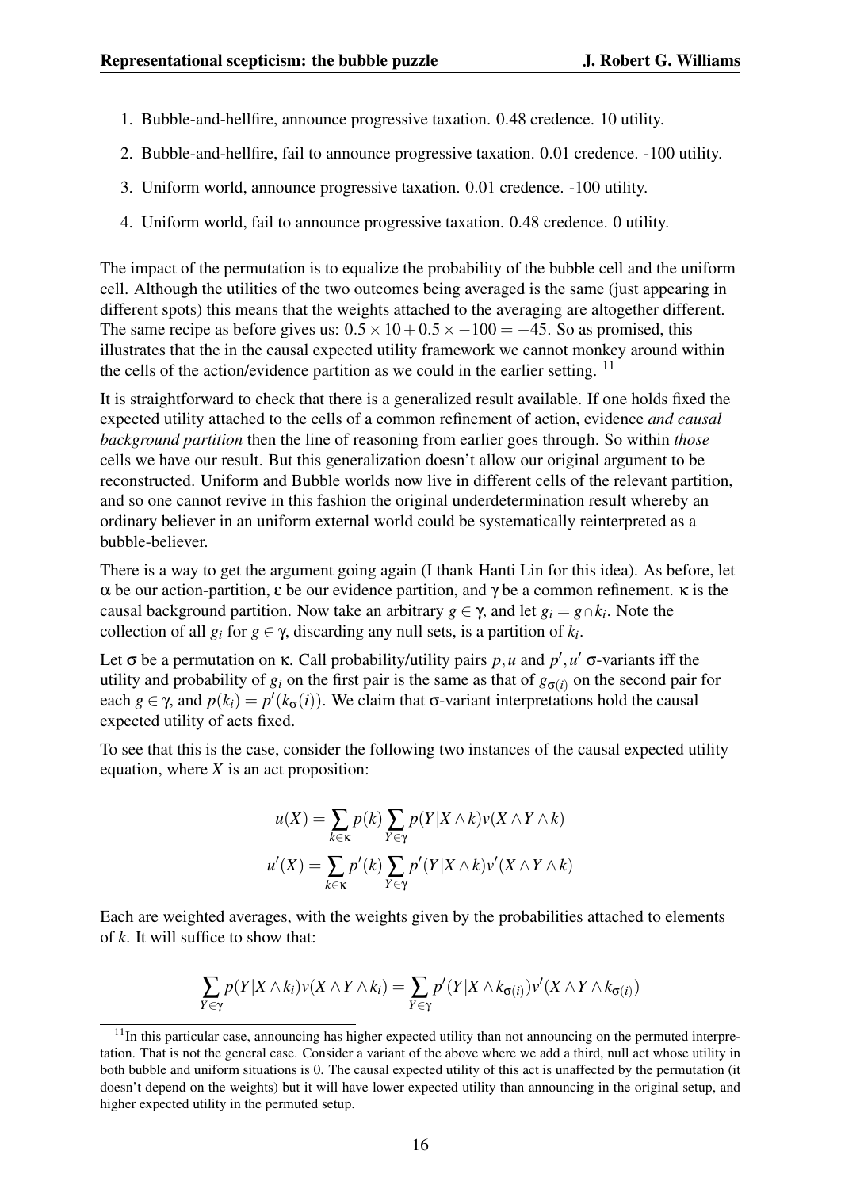1. Bubble-and-hellfire, announce progressive taxation. 0.48 credence. 10 utility.
2. Bubble-and-hellfire, fail to announce progressive taxation. 0.01 credence. -100 utility.
3. Uniform world, announce progressive taxation. 0.01 credence. -100 utility.
4. Uniform world, fail to announce progressive taxation. 0.48 credence. 0 utility.

The impact of the permutation is to equalize the probability of the bubble cell and the uniform cell. Although the utilities of the two outcomes being averaged is the same (just appearing in different spots) this means that the weights attached to the averaging are altogether different. The same recipe as before gives us: $0.5 \times 10 + 0.5 \times -100 = -45$. So as promised, this illustrates that the in the causal expected utility framework we cannot monkey around within the cells of the action/evidence partition as we could in the earlier setting. [11]

It is straightforward to check that there is a generalized result available. If one holds fixed the expected utility attached to the cells of a common refinement of action, evidence *and causal background partition* then the line of reasoning from earlier goes through. So within *those* cells we have our result. But this generalization doesn't allow our original argument to be reconstructed. Uniform and Bubble worlds now live in different cells of the relevant partition, and so one cannot revive in this fashion the original underdetermination result whereby an ordinary believer in an uniform external world could be systematically reinterpreted as a bubble-believer.

There is a way to get the argument going again (I thank Hanti Lin for this idea). As before, let $\alpha$ be our action-partition, $\varepsilon$ be our evidence partition, and $\gamma$ be a common refinement. $\kappa$ is the causal background partition. Now take an arbitrary $g \in \gamma$, and let $g_i = g \cap k_i$. Note the collection of all $g_i$ for $g \in \gamma$, discarding any null sets, is a partition of $k_i$.

Let $\sigma$ be a permutation on $\kappa$. Call probability/utility pairs $p, u$ and $p', u'$ $\sigma$-variants iff the utility and probability of $g_i$ on the first pair is the same as that of $g_{\sigma(i)}$ on the second pair for each $g \in \gamma$, and $p(k_i) = p'(k_{\sigma}(i))$. We claim that $\sigma$-variant interpretations hold the causal expected utility of acts fixed.

To see that this is the case, consider the following two instances of the causal expected utility equation, where $X$ is an act proposition:

$$u(X) = \sum_{k \in \kappa} p(k) \sum_{Y \in \gamma} p(Y|X \wedge k) v(X \wedge Y \wedge k)$$

$$u'(X) = \sum_{k \in \kappa} p'(k) \sum_{Y \in \gamma} p'(Y|X \wedge k) v'(X \wedge Y \wedge k)$$

Each are weighted averages, with the weights given by the probabilities attached to elements of $k$. It will suffice to show that:

$$\sum_{Y \in \gamma} p(Y|X \wedge k_i) v(X \wedge Y \wedge k_i) = \sum_{Y \in \gamma} p'(Y|X \wedge k_{\sigma(i)}) v'(X \wedge Y \wedge k_{\sigma(i)})$$

[11] In this particular case, announcing has higher expected utility than not announcing on the permuted interpretation. That is not the general case. Consider a variant of the above where we add a third, null act whose utility in both bubble and uniform situations is 0. The causal expected utility of this act is unaffected by the permutation (it doesn't depend on the weights) but it will have lower expected utility than announcing in the original setup, and higher expected utility in the permuted setup.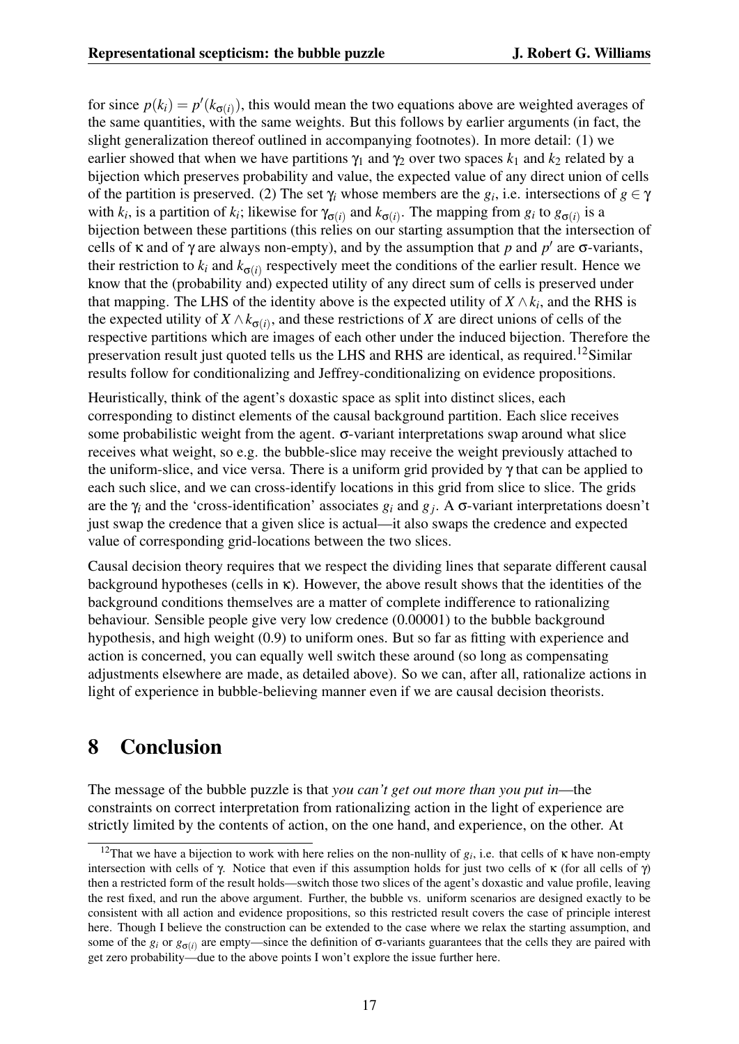for since $p(k_i) = p'(k_{\sigma(i)})$, this would mean the two equations above are weighted averages of the same quantities, with the same weights. But this follows by earlier arguments (in fact, the slight generalization thereof outlined in accompanying footnotes). In more detail: (1) we earlier showed that when we have partitions $\gamma_1$ and $\gamma_2$ over two spaces $k_1$ and $k_2$ related by a bijection which preserves probability and value, the expected value of any direct union of cells of the partition is preserved. (2) The set $\gamma_i$ whose members are the $g_i$, i.e. intersections of $g \in \gamma$ with $k_i$, is a partition of $k_i$; likewise for $\gamma_{\sigma(i)}$ and $k_{\sigma(i)}$. The mapping from $g_i$ to $g_{\sigma(i)}$ is a bijection between these partitions (this relies on our starting assumption that the intersection of cells of $\kappa$ and of $\gamma$ are always non-empty), and by the assumption that $p$ and $p'$ are $\sigma$-variants, their restriction to $k_i$ and $k_{\sigma(i)}$ respectively meet the conditions of the earlier result. Hence we know that the (probability and) expected utility of any direct sum of cells is preserved under that mapping. The LHS of the identity above is the expected utility of $X \wedge k_i$, and the RHS is the expected utility of $X \wedge k_{\sigma(i)}$, and these restrictions of $X$ are direct unions of cells of the respective partitions which are images of each other under the induced bijection. Therefore the preservation result just quoted tells us the LHS and RHS are identical, as required.[12]Similar results follow for conditionalizing and Jeffrey-conditionalizing on evidence propositions.

Heuristically, think of the agent's doxastic space as split into distinct slices, each corresponding to distinct elements of the causal background partition. Each slice receives some probabilistic weight from the agent. $\sigma$-variant interpretations swap around what slice receives what weight, so e.g. the bubble-slice may receive the weight previously attached to the uniform-slice, and vice versa. There is a uniform grid provided by $\gamma$ that can be applied to each such slice, and we can cross-identify locations in this grid from slice to slice. The grids are the $\gamma_i$ and the 'cross-identification' associates $g_i$ and $g_j$. A $\sigma$-variant interpretations doesn't just swap the credence that a given slice is actual—it also swaps the credence and expected value of corresponding grid-locations between the two slices.

Causal decision theory requires that we respect the dividing lines that separate different causal background hypotheses (cells in $\kappa$). However, the above result shows that the identities of the background conditions themselves are a matter of complete indifference to rationalizing behaviour. Sensible people give very low credence (0.00001) to the bubble background hypothesis, and high weight (0.9) to uniform ones. But so far as fitting with experience and action is concerned, you can equally well switch these around (so long as compensating adjustments elsewhere are made, as detailed above). So we can, after all, rationalize actions in light of experience in bubble-believing manner even if we are causal decision theorists.

# 8 Conclusion

The message of the bubble puzzle is that *you can't get out more than you put in*—the constraints on correct interpretation from rationalizing action in the light of experience are strictly limited by the contents of action, on the one hand, and experience, on the other. At

[12] That we have a bijection to work with here relies on the non-nullity of $g_i$, i.e. that cells of $\kappa$ have non-empty intersection with cells of $\gamma$. Notice that even if this assumption holds for just two cells of $\kappa$ (for all cells of $\gamma$) then a restricted form of the result holds—switch those two slices of the agent's doxastic and value profile, leaving the rest fixed, and run the above argument. Further, the bubble vs. uniform scenarios are designed exactly to be consistent with all action and evidence propositions, so this restricted result covers the case of principle interest here. Though I believe the construction can be extended to the case where we relax the starting assumption, and some of the $g_i$ or $g_{\sigma(i)}$ are empty—since the definition of $\sigma$-variants guarantees that the cells they are paired with get zero probability—due to the above points I won't explore the issue further here.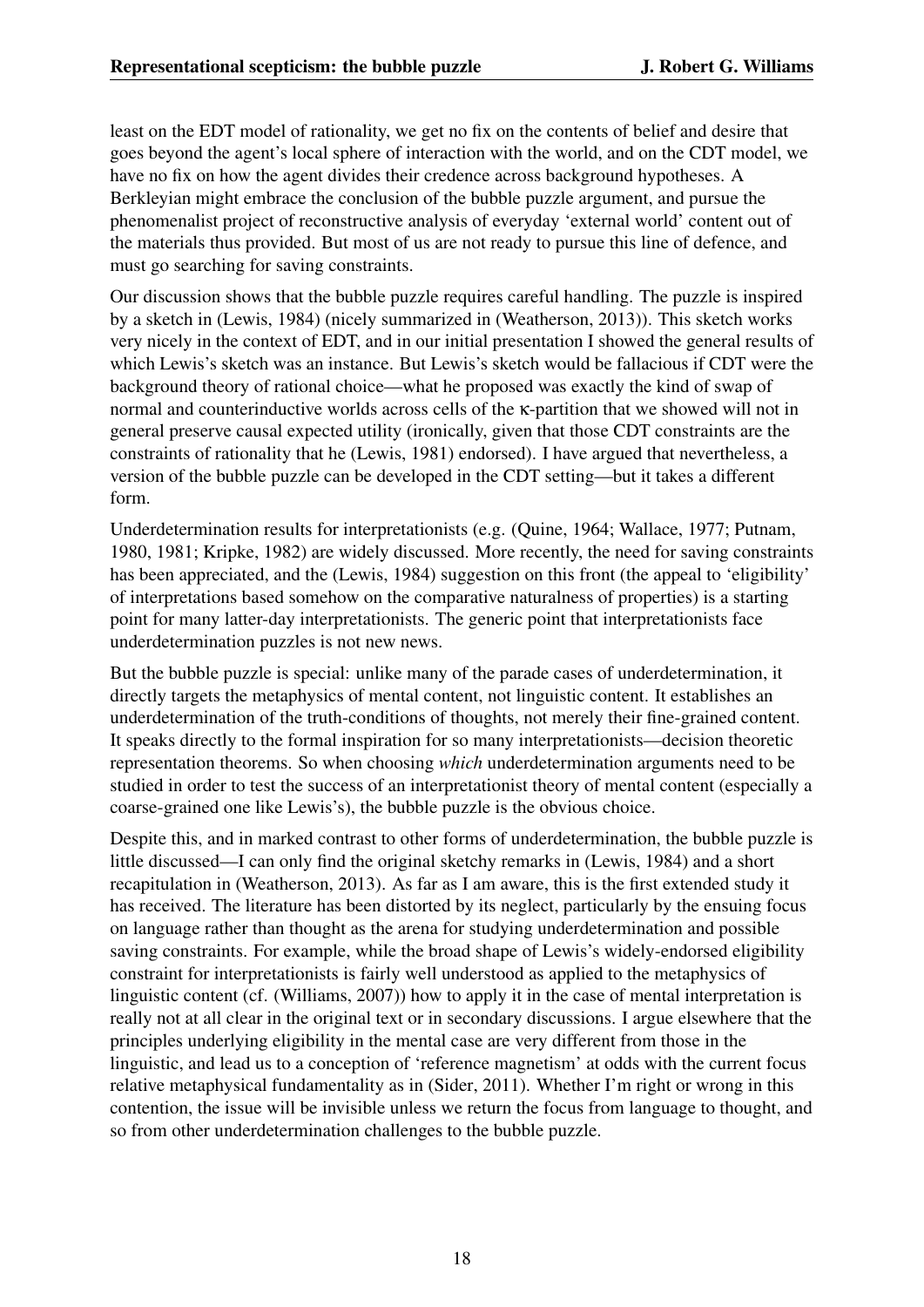least on the EDT model of rationality, we get no fix on the contents of belief and desire that goes beyond the agent's local sphere of interaction with the world, and on the CDT model, we have no fix on how the agent divides their credence across background hypotheses. A Berkleyian might embrace the conclusion of the bubble puzzle argument, and pursue the phenomenalist project of reconstructive analysis of everyday 'external world' content out of the materials thus provided. But most of us are not ready to pursue this line of defence, and must go searching for saving constraints.

Our discussion shows that the bubble puzzle requires careful handling. The puzzle is inspired by a sketch in (Lewis, 1984) (nicely summarized in (Weatherson, 2013)). This sketch works very nicely in the context of EDT, and in our initial presentation I showed the general results of which Lewis's sketch was an instance. But Lewis's sketch would be fallacious if CDT were the background theory of rational choice—what he proposed was exactly the kind of swap of normal and counterinductive worlds across cells of the $\kappa$-partition that we showed will not in general preserve causal expected utility (ironically, given that those CDT constraints are the constraints of rationality that he (Lewis, 1981) endorsed). I have argued that nevertheless, a version of the bubble puzzle can be developed in the CDT setting—but it takes a different form.

Underdetermination results for interpretationists (e.g. (Quine, 1964; Wallace, 1977; Putnam, 1980, 1981; Kripke, 1982) are widely discussed. More recently, the need for saving constraints has been appreciated, and the (Lewis, 1984) suggestion on this front (the appeal to 'eligibility' of interpretations based somehow on the comparative naturalness of properties) is a starting point for many latter-day interpretationists. The generic point that interpretationists face underdetermination puzzles is not new news.

But the bubble puzzle is special: unlike many of the parade cases of underdetermination, it directly targets the metaphysics of mental content, not linguistic content. It establishes an underdetermination of the truth-conditions of thoughts, not merely their fine-grained content. It speaks directly to the formal inspiration for so many interpretationists—decision theoretic representation theorems. So when choosing *which* underdetermination arguments need to be studied in order to test the success of an interpretationist theory of mental content (especially a coarse-grained one like Lewis's), the bubble puzzle is the obvious choice.

Despite this, and in marked contrast to other forms of underdetermination, the bubble puzzle is little discussed—I can only find the original sketchy remarks in (Lewis, 1984) and a short recapitulation in (Weatherson, 2013). As far as I am aware, this is the first extended study it has received. The literature has been distorted by its neglect, particularly by the ensuing focus on language rather than thought as the arena for studying underdetermination and possible saving constraints. For example, while the broad shape of Lewis's widely-endorsed eligibility constraint for interpretationists is fairly well understood as applied to the metaphysics of linguistic content (cf. (Williams, 2007)) how to apply it in the case of mental interpretation is really not at all clear in the original text or in secondary discussions. I argue elsewhere that the principles underlying eligibility in the mental case are very different from those in the linguistic, and lead us to a conception of 'reference magnetism' at odds with the current focus relative metaphysical fundamentality as in (Sider, 2011). Whether I'm right or wrong in this contention, the issue will be invisible unless we return the focus from language to thought, and so from other underdetermination challenges to the bubble puzzle.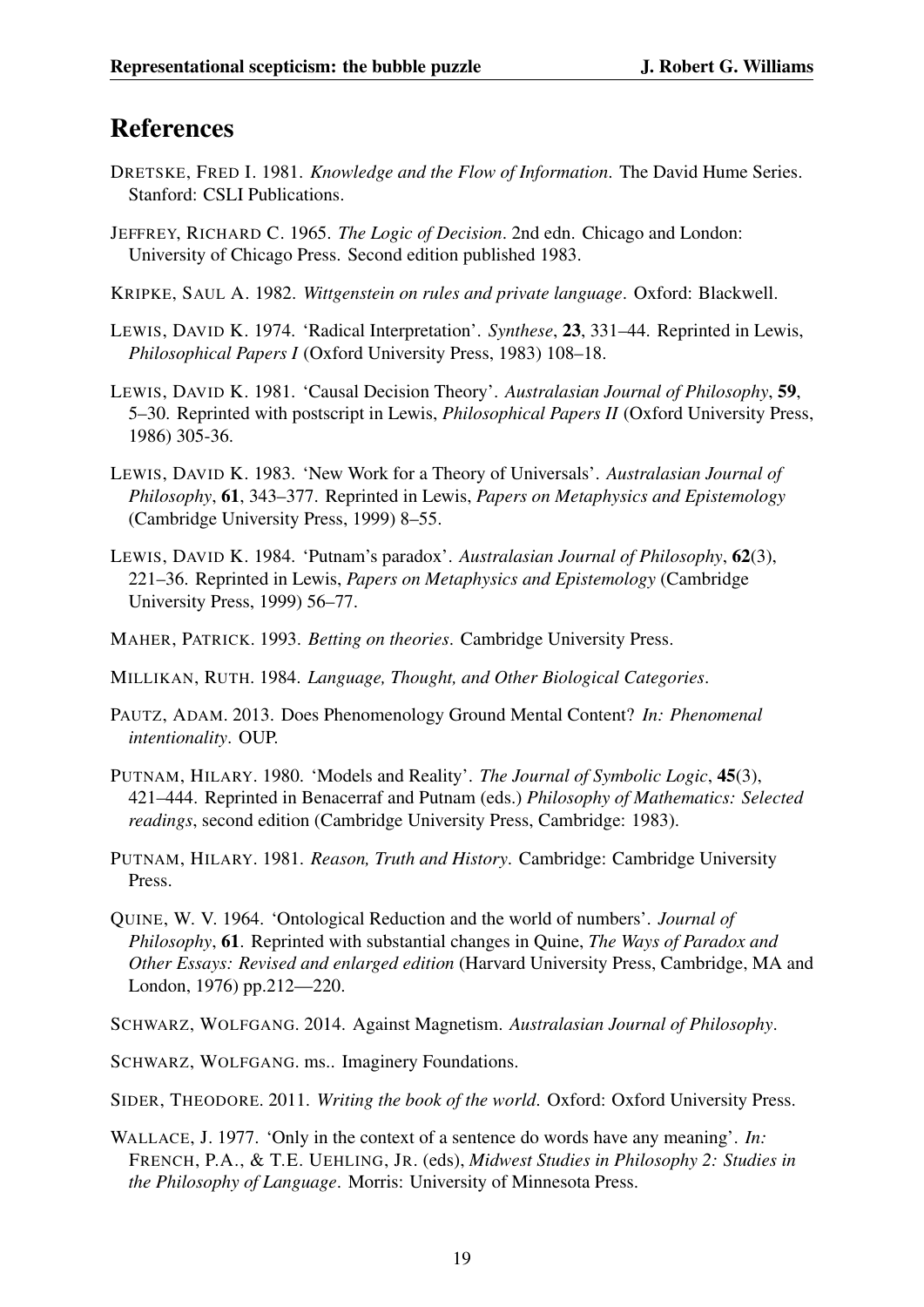## References

DRETSKE, FRED I. 1981. *Knowledge and the Flow of Information*. The David Hume Series. Stanford: CSLI Publications.

JEFFREY, RICHARD C. 1965. *The Logic of Decision*. 2nd edn. Chicago and London: University of Chicago Press. Second edition published 1983.

KRIPKE, SAUL A. 1982. *Wittgenstein on rules and private language*. Oxford: Blackwell.

LEWIS, DAVID K. 1974. 'Radical Interpretation'. *Synthese*, **23**, 331–44. Reprinted in Lewis, *Philosophical Papers I* (Oxford University Press, 1983) 108–18.

LEWIS, DAVID K. 1981. 'Causal Decision Theory'. *Australasian Journal of Philosophy*, **59**, 5–30. Reprinted with postscript in Lewis, *Philosophical Papers II* (Oxford University Press, 1986) 305-36.

LEWIS, DAVID K. 1983. 'New Work for a Theory of Universals'. *Australasian Journal of Philosophy*, **61**, 343–377. Reprinted in Lewis, *Papers on Metaphysics and Epistemology* (Cambridge University Press, 1999) 8–55.

LEWIS, DAVID K. 1984. 'Putnam's paradox'. *Australasian Journal of Philosophy*, **62**(3), 221–36. Reprinted in Lewis, *Papers on Metaphysics and Epistemology* (Cambridge University Press, 1999) 56–77.

MAHER, PATRICK. 1993. *Betting on theories*. Cambridge University Press.

MILLIKAN, RUTH. 1984. *Language, Thought, and Other Biological Categories*.

PAUTZ, ADAM. 2013. Does Phenomenology Ground Mental Content? *In: Phenomenal intentionality*. OUP.

PUTNAM, HILARY. 1980. 'Models and Reality'. *The Journal of Symbolic Logic*, **45**(3), 421–444. Reprinted in Benacerraf and Putnam (eds.) *Philosophy of Mathematics: Selected readings*, second edition (Cambridge University Press, Cambridge: 1983).

PUTNAM, HILARY. 1981. *Reason, Truth and History*. Cambridge: Cambridge University Press.

QUINE, W. V. 1964. 'Ontological Reduction and the world of numbers'. *Journal of Philosophy*, **61**. Reprinted with substantial changes in Quine, *The Ways of Paradox and Other Essays: Revised and enlarged edition* (Harvard University Press, Cambridge, MA and London, 1976) pp.212—220.

SCHWARZ, WOLFGANG. 2014. Against Magnetism. *Australasian Journal of Philosophy*.

SCHWARZ, WOLFGANG. ms.. Imaginery Foundations.

SIDER, THEODORE. 2011. *Writing the book of the world*. Oxford: Oxford University Press.

WALLACE, J. 1977. 'Only in the context of a sentence do words have any meaning'. *In:* FRENCH, P.A., & T.E. UEHLING, JR. (eds), *Midwest Studies in Philosophy 2: Studies in the Philosophy of Language*. Morris: University of Minnesota Press.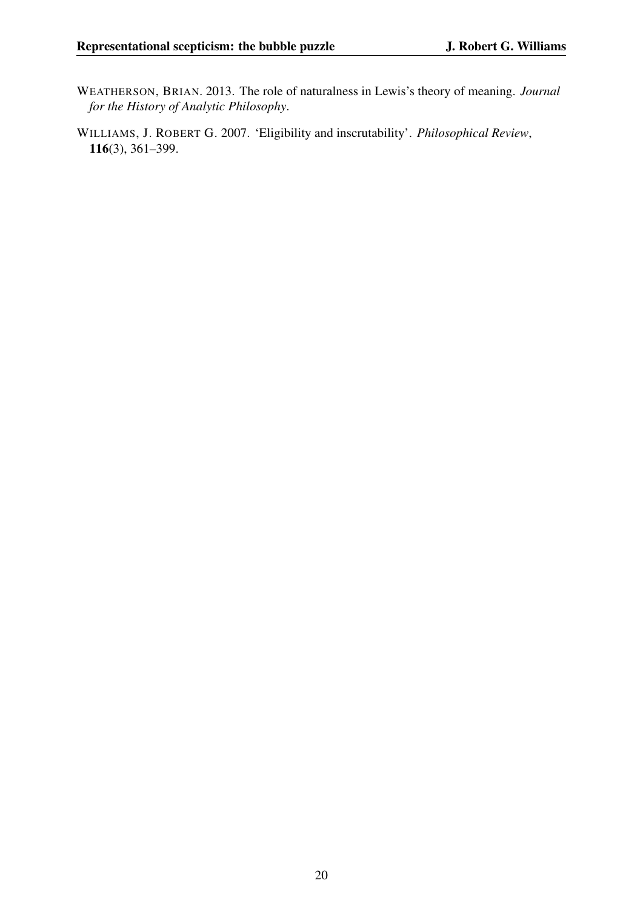WEATHERSON, BRIAN. 2013. The role of naturalness in Lewis's theory of meaning. *Journal for the History of Analytic Philosophy*.

WILLIAMS, J. ROBERT G. 2007. 'Eligibility and inscrutability'. *Philosophical Review*, **116**(3), 361–399.